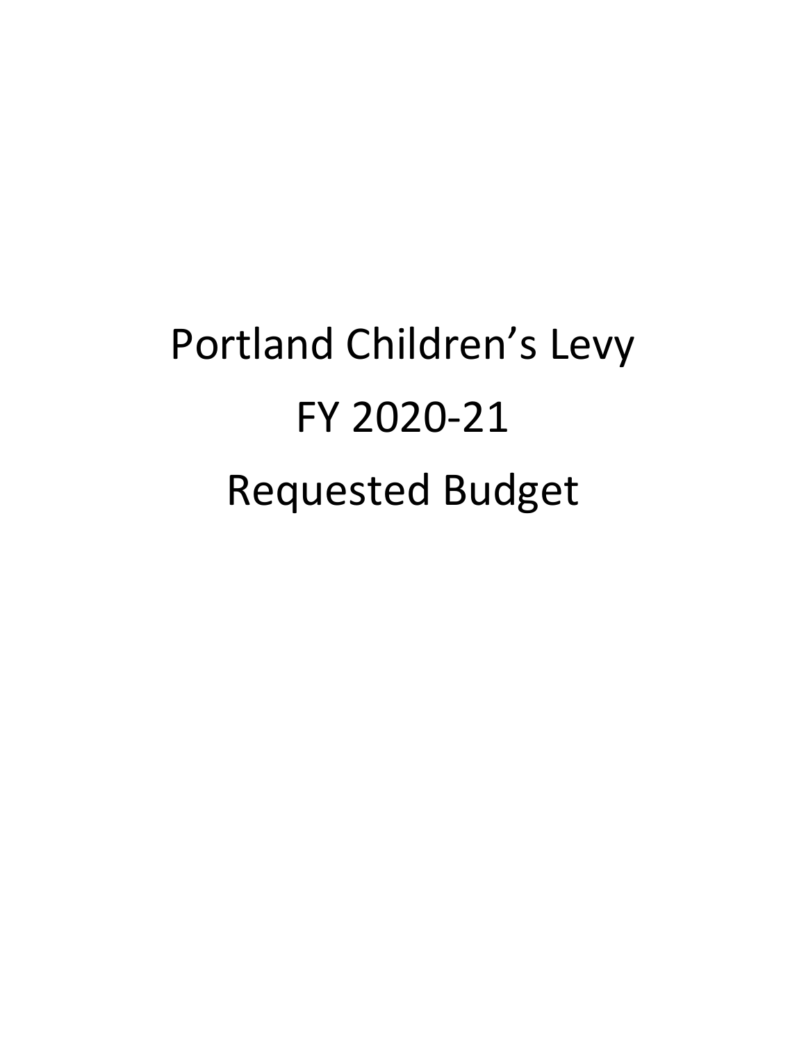# Portland Children's Levy

# FY 2020-21

# Requested Budget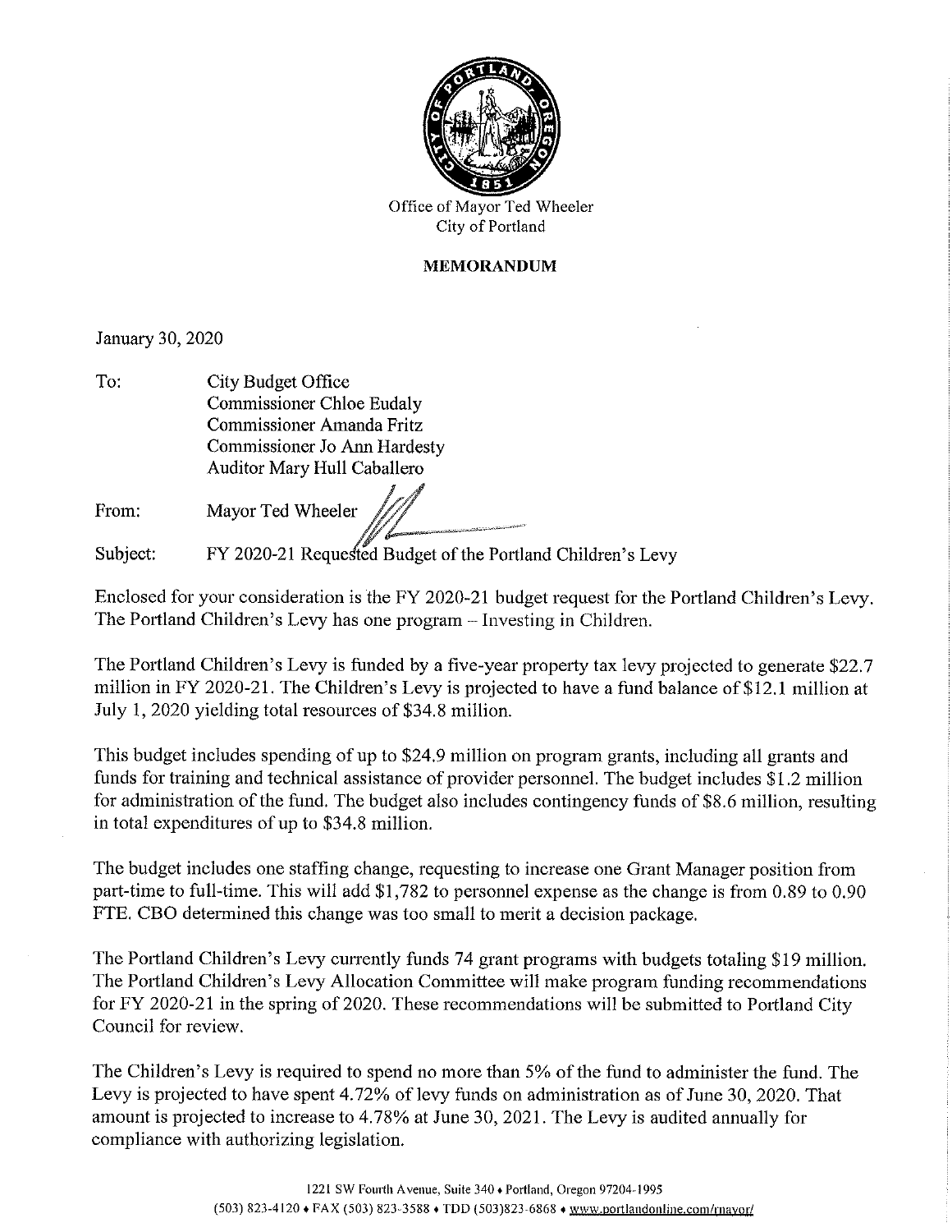Office of Mayor Ted Wheeler
City of Portland

**MEMORANDUM**

January 30, 2020

To: City Budget Office
Commissioner Chloe Eudaly
Commissioner Amanda Fritz
Commissioner Jo Ann Hardesty
Auditor Mary Hull Caballero

From: Mayor Ted Wheeler

Subject: FY 2020-21 Requested Budget of the Portland Children's Levy

Enclosed for your consideration is the FY 2020-21 budget request for the Portland Children's Levy. The Portland Children's Levy has one program – Investing in Children.

The Portland Children's Levy is funded by a five-year property tax levy projected to generate $22.7 million in FY 2020-21. The Children's Levy is projected to have a fund balance of $12.1 million at July 1, 2020 yielding total resources of $34.8 million.

This budget includes spending of up to $24.9 million on program grants, including all grants and funds for training and technical assistance of provider personnel. The budget includes $1.2 million for administration of the fund. The budget also includes contingency funds of $8.6 million, resulting in total expenditures of up to $34.8 million.

The budget includes one staffing change, requesting to increase one Grant Manager position from part-time to full-time. This will add $1,782 to personnel expense as the change is from 0.89 to 0.90 FTE. CBO determined this change was too small to merit a decision package.

The Portland Children's Levy currently funds 74 grant programs with budgets totaling $19 million. The Portland Children's Levy Allocation Committee will make program funding recommendations for FY 2020-21 in the spring of 2020. These recommendations will be submitted to Portland City Council for review.

The Children's Levy is required to spend no more than 5% of the fund to administer the fund. The Levy is projected to have spent 4.72% of levy funds on administration as of June 30, 2020. That amount is projected to increase to 4.78% at June 30, 2021. The Levy is audited annually for compliance with authorizing legislation.

1221 SW Fourth Avenue, Suite 340 • Portland, Oregon 97204-1995
(503) 823-4120 • FAX (503) 823-3588 • TDD (503)823-6868 • www.portlandonline.com/mayor/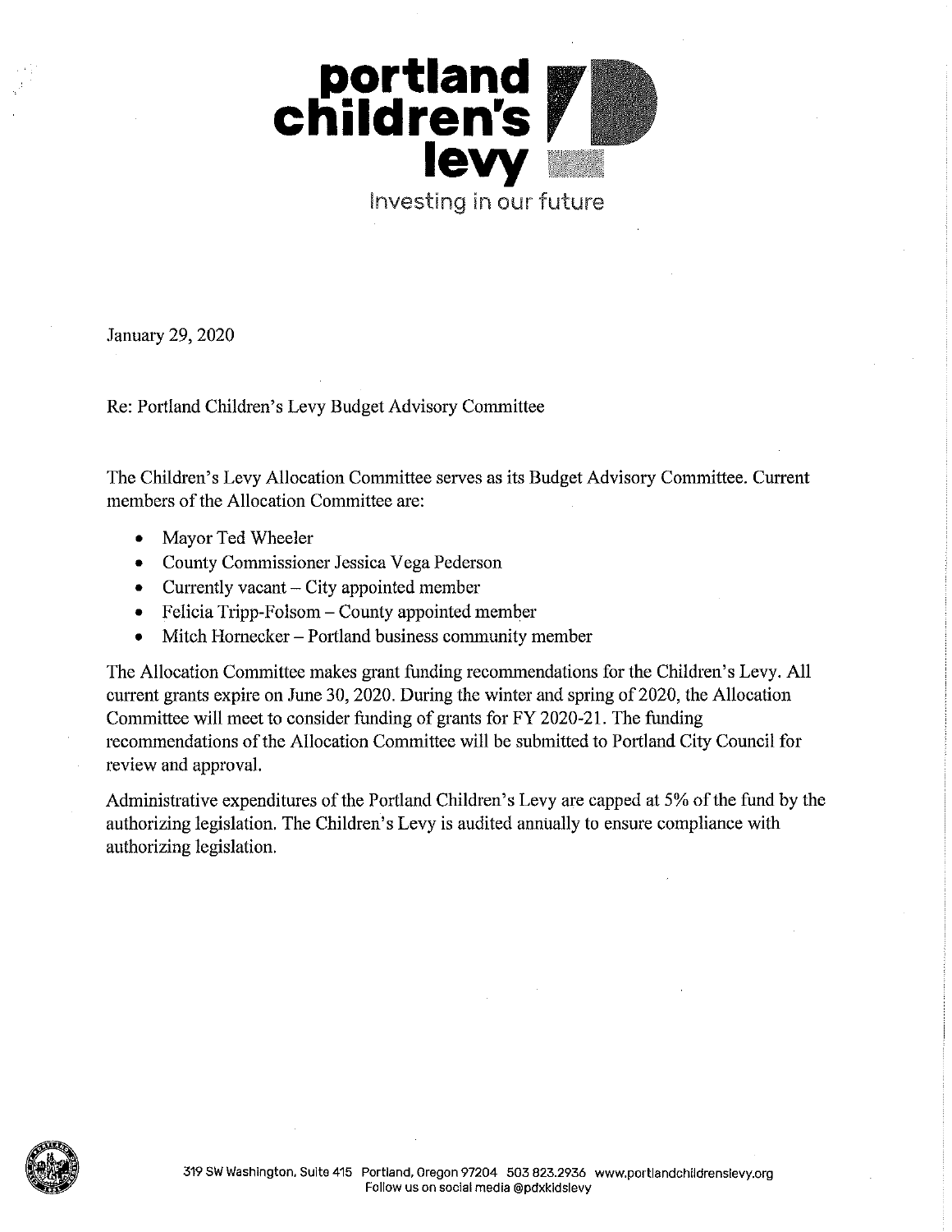**portland children's levy**

Investing in our future

January 29, 2020

Re: Portland Children's Levy Budget Advisory Committee

The Children's Levy Allocation Committee serves as its Budget Advisory Committee. Current members of the Allocation Committee are:

- Mayor Ted Wheeler
- County Commissioner Jessica Vega Pederson
- Currently vacant – City appointed member
- Felicia Tripp-Folsom – County appointed member
- Mitch Hornecker – Portland business community member

The Allocation Committee makes grant funding recommendations for the Children's Levy. All current grants expire on June 30, 2020. During the winter and spring of 2020, the Allocation Committee will meet to consider funding of grants for FY 2020-21. The funding recommendations of the Allocation Committee will be submitted to Portland City Council for review and approval.

Administrative expenditures of the Portland Children's Levy are capped at 5% of the fund by the authorizing legislation. The Children's Levy is audited annually to ensure compliance with authorizing legislation.

319 SW Washington, Suite 415 Portland, Oregon 97204 503 823.2936 www.portlandchildrenslevy.org
Follow us on social media @pdxkidslevy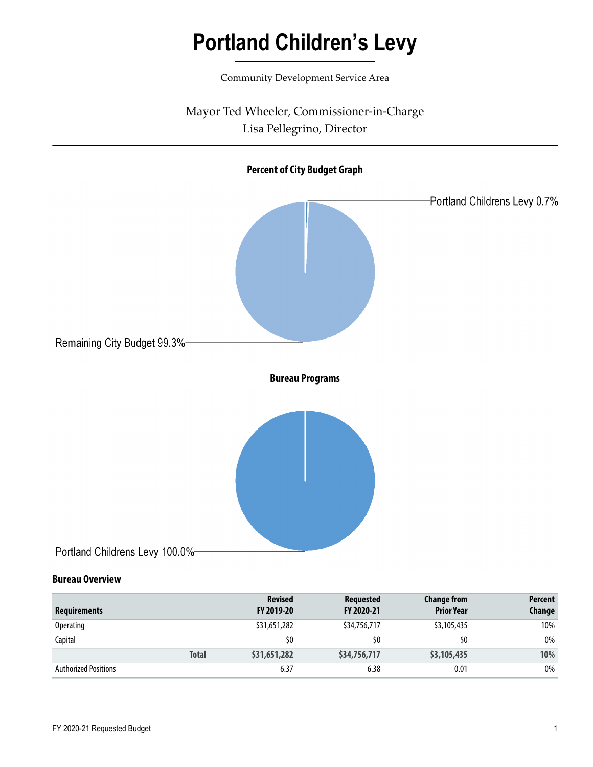# Portland Children's Levy

Community Development Service Area

Mayor Ted Wheeler, Commissioner-in-Charge
Lisa Pellegrino, Director

**Percent of City Budget Graph**

Portland Childrens Levy 0.7%

Remaining City Budget 99.3%

**Bureau Programs**

Portland Childrens Levy 100.0%

## Bureau Overview

| Requirements | Revised FY 2019-20 | Requested FY 2020-21 | Change from Prior Year | Percent Change |
|---|---|---|---|---|
| Operating | $31,651,282 | $34,756,717 | $3,105,435 | 10% |
| Capital | $0 | $0 | $0 | 0% |
| **Total** | **$31,651,282** | **$34,756,717** | **$3,105,435** | **10%** |
| Authorized Positions | 6.37 | 6.38 | 0.01 | 0% |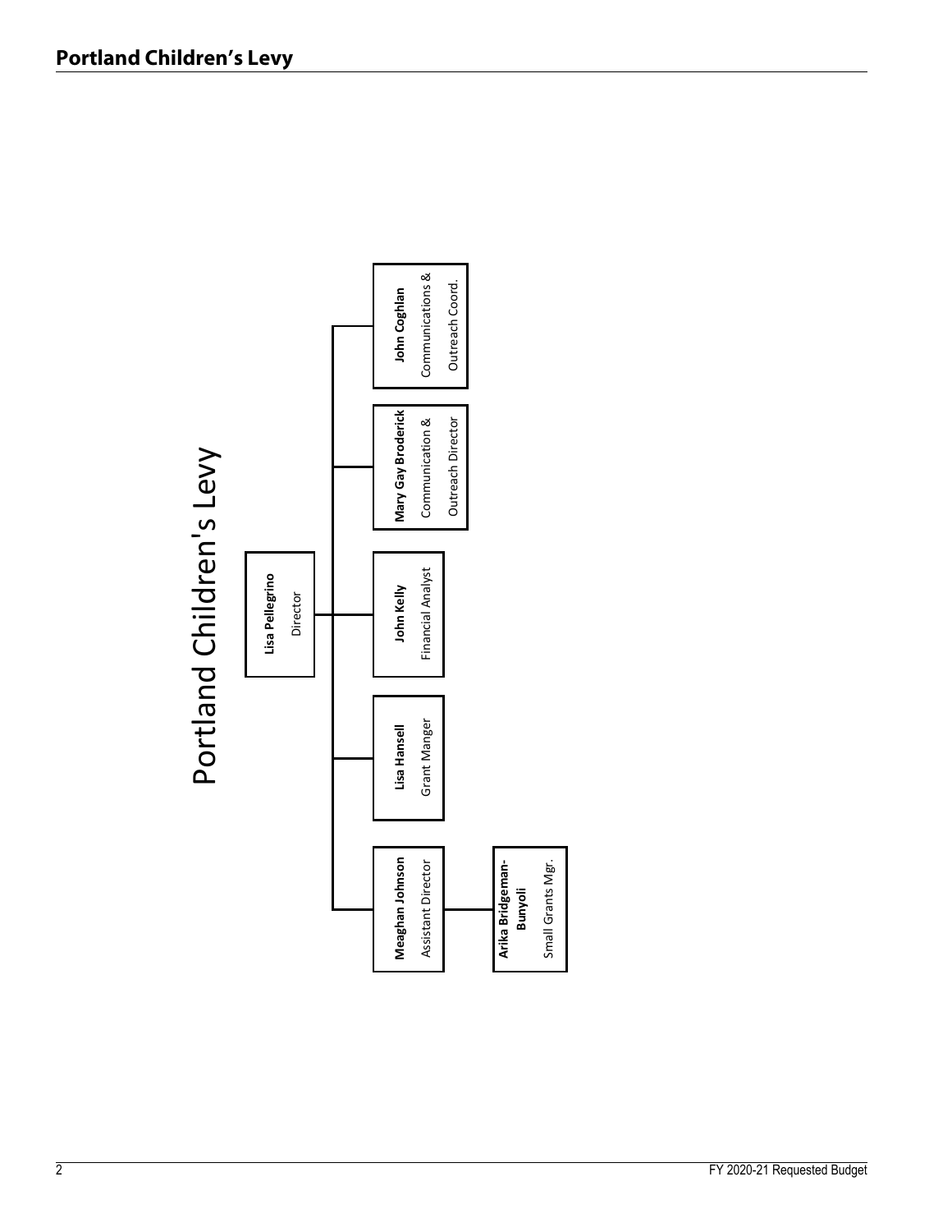# Portland Children's Levy

Portland Children's Levy

- **Lisa Pellegrino** — Director
  - **Meaghan Johnson** — Assistant Director
    - **Arika Bridgeman-Bunyoli** — Small Grants Mgr.
  - **Lisa Hansell** — Grant Manger
  - **John Kelly** — Financial Analyst
  - **Mary Gay Broderick** — Communication & Outreach Director
  - **John Coghlan** — Communications & Outreach Coord.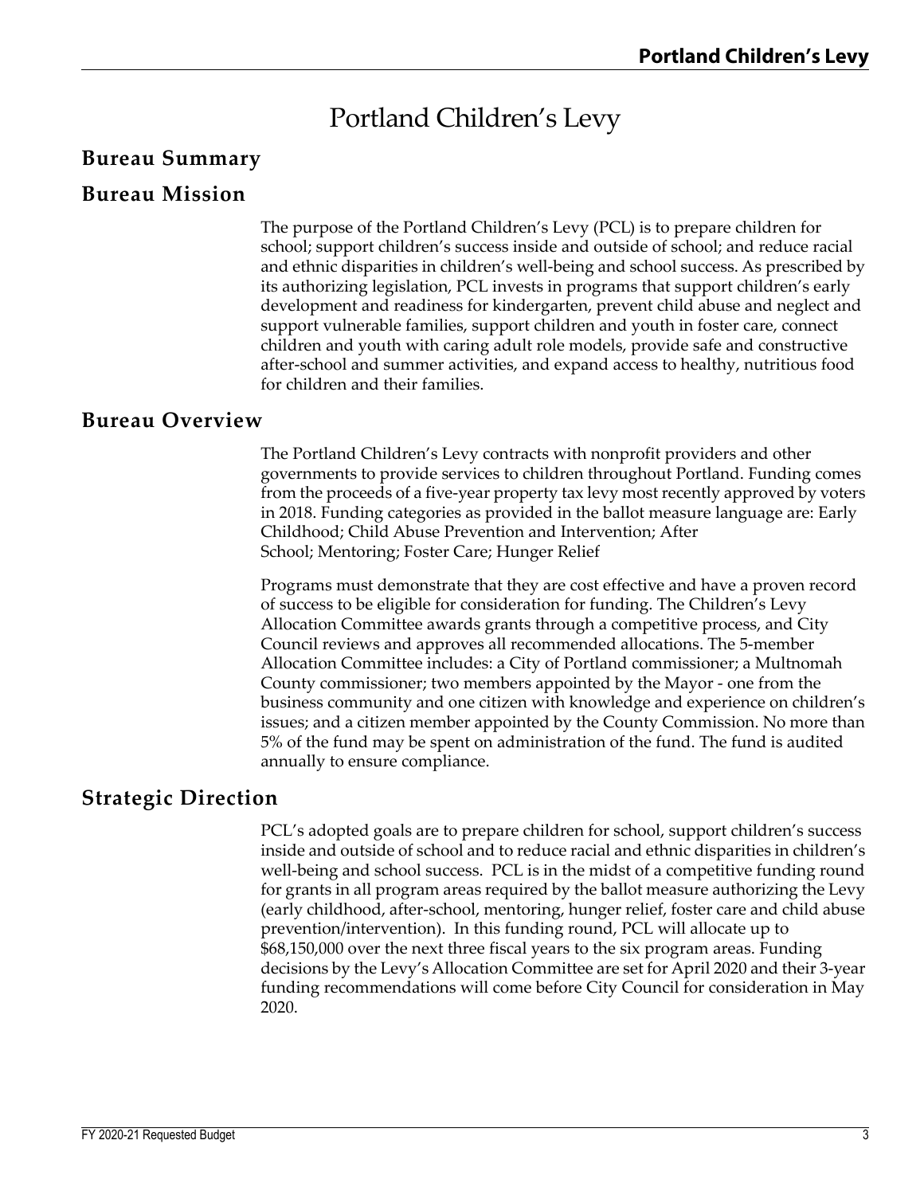# Portland Children's Levy

## Bureau Summary

## Bureau Mission

The purpose of the Portland Children's Levy (PCL) is to prepare children for school; support children's success inside and outside of school; and reduce racial and ethnic disparities in children's well-being and school success. As prescribed by its authorizing legislation, PCL invests in programs that support children's early development and readiness for kindergarten, prevent child abuse and neglect and support vulnerable families, support children and youth in foster care, connect children and youth with caring adult role models, provide safe and constructive after-school and summer activities, and expand access to healthy, nutritious food for children and their families.

## Bureau Overview

The Portland Children's Levy contracts with nonprofit providers and other governments to provide services to children throughout Portland. Funding comes from the proceeds of a five-year property tax levy most recently approved by voters in 2018. Funding categories as provided in the ballot measure language are: Early Childhood; Child Abuse Prevention and Intervention; After School; Mentoring; Foster Care; Hunger Relief

Programs must demonstrate that they are cost effective and have a proven record of success to be eligible for consideration for funding. The Children's Levy Allocation Committee awards grants through a competitive process, and City Council reviews and approves all recommended allocations. The 5-member Allocation Committee includes: a City of Portland commissioner; a Multnomah County commissioner; two members appointed by the Mayor - one from the business community and one citizen with knowledge and experience on children's issues; and a citizen member appointed by the County Commission. No more than 5% of the fund may be spent on administration of the fund. The fund is audited annually to ensure compliance.

## Strategic Direction

PCL's adopted goals are to prepare children for school, support children's success inside and outside of school and to reduce racial and ethnic disparities in children's well-being and school success. PCL is in the midst of a competitive funding round for grants in all program areas required by the ballot measure authorizing the Levy (early childhood, after-school, mentoring, hunger relief, foster care and child abuse prevention/intervention). In this funding round, PCL will allocate up to $68,150,000 over the next three fiscal years to the six program areas. Funding decisions by the Levy's Allocation Committee are set for April 2020 and their 3-year funding recommendations will come before City Council for consideration in May 2020.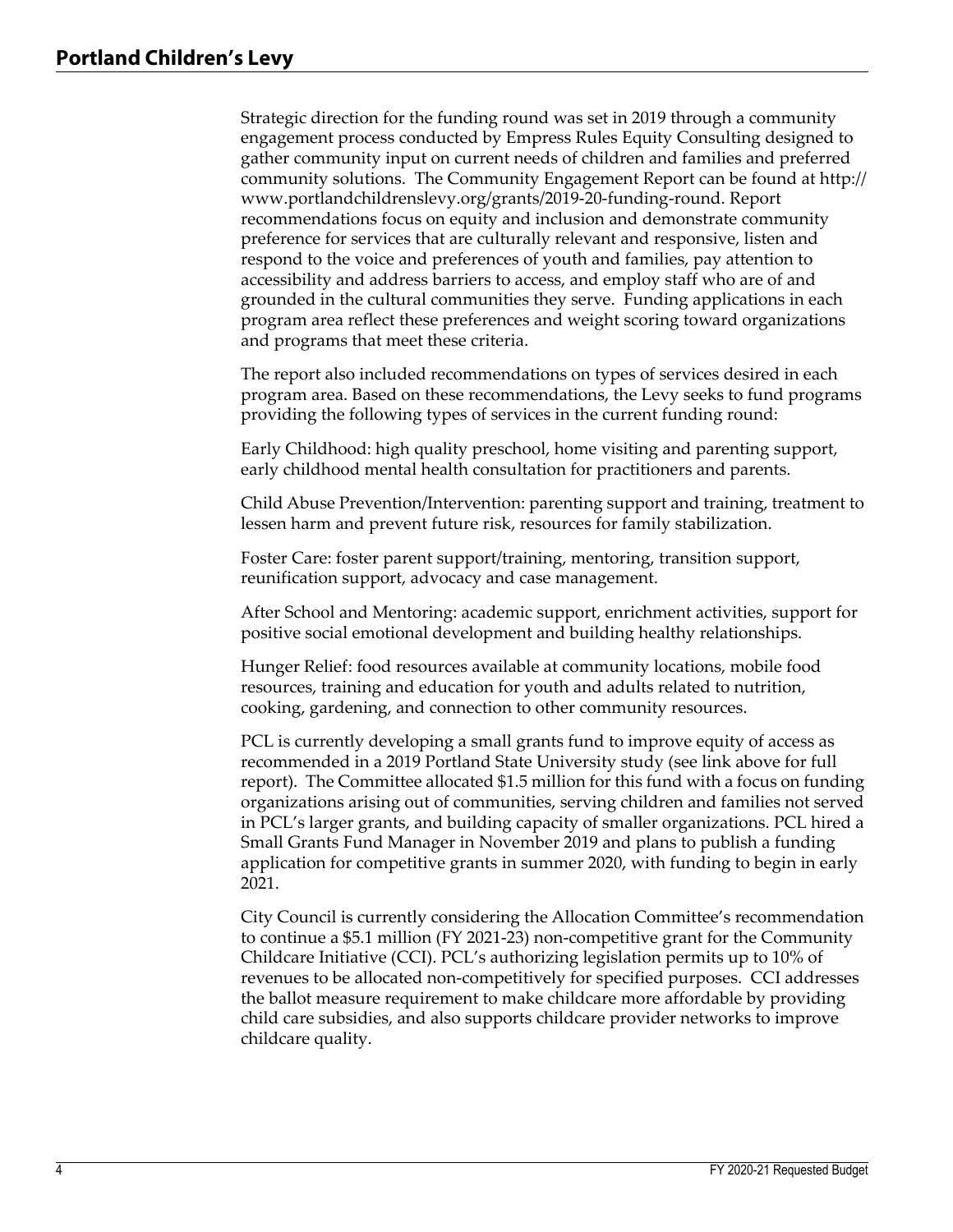Strategic direction for the funding round was set in 2019 through a community engagement process conducted by Empress Rules Equity Consulting designed to gather community input on current needs of children and families and preferred community solutions. The Community Engagement Report can be found at http://www.portlandchildrenslevy.org/grants/2019-20-funding-round. Report recommendations focus on equity and inclusion and demonstrate community preference for services that are culturally relevant and responsive, listen and respond to the voice and preferences of youth and families, pay attention to accessibility and address barriers to access, and employ staff who are of and grounded in the cultural communities they serve. Funding applications in each program area reflect these preferences and weight scoring toward organizations and programs that meet these criteria.

The report also included recommendations on types of services desired in each program area. Based on these recommendations, the Levy seeks to fund programs providing the following types of services in the current funding round:

Early Childhood: high quality preschool, home visiting and parenting support, early childhood mental health consultation for practitioners and parents.

Child Abuse Prevention/Intervention: parenting support and training, treatment to lessen harm and prevent future risk, resources for family stabilization.

Foster Care: foster parent support/training, mentoring, transition support, reunification support, advocacy and case management.

After School and Mentoring: academic support, enrichment activities, support for positive social emotional development and building healthy relationships.

Hunger Relief: food resources available at community locations, mobile food resources, training and education for youth and adults related to nutrition, cooking, gardening, and connection to other community resources.

PCL is currently developing a small grants fund to improve equity of access as recommended in a 2019 Portland State University study (see link above for full report). The Committee allocated $1.5 million for this fund with a focus on funding organizations arising out of communities, serving children and families not served in PCL's larger grants, and building capacity of smaller organizations. PCL hired a Small Grants Fund Manager in November 2019 and plans to publish a funding application for competitive grants in summer 2020, with funding to begin in early 2021.

City Council is currently considering the Allocation Committee's recommendation to continue a $5.1 million (FY 2021-23) non-competitive grant for the Community Childcare Initiative (CCI). PCL's authorizing legislation permits up to 10% of revenues to be allocated non-competitively for specified purposes. CCI addresses the ballot measure requirement to make childcare more affordable by providing child care subsidies, and also supports childcare provider networks to improve childcare quality.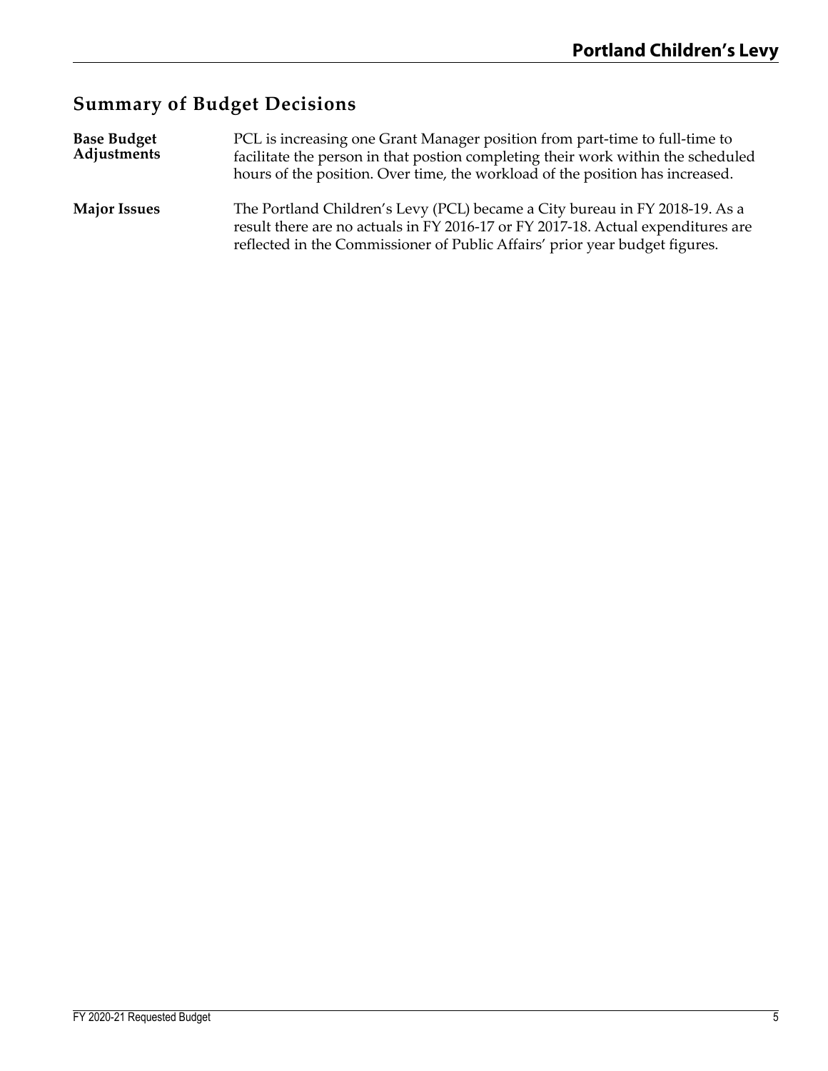## Summary of Budget Decisions

**Base Budget Adjustments**

PCL is increasing one Grant Manager position from part-time to full-time to facilitate the person in that postion completing their work within the scheduled hours of the position. Over time, the workload of the position has increased.

**Major Issues**

The Portland Children's Levy (PCL) became a City bureau in FY 2018-19. As a result there are no actuals in FY 2016-17 or FY 2017-18. Actual expenditures are reflected in the Commissioner of Public Affairs' prior year budget figures.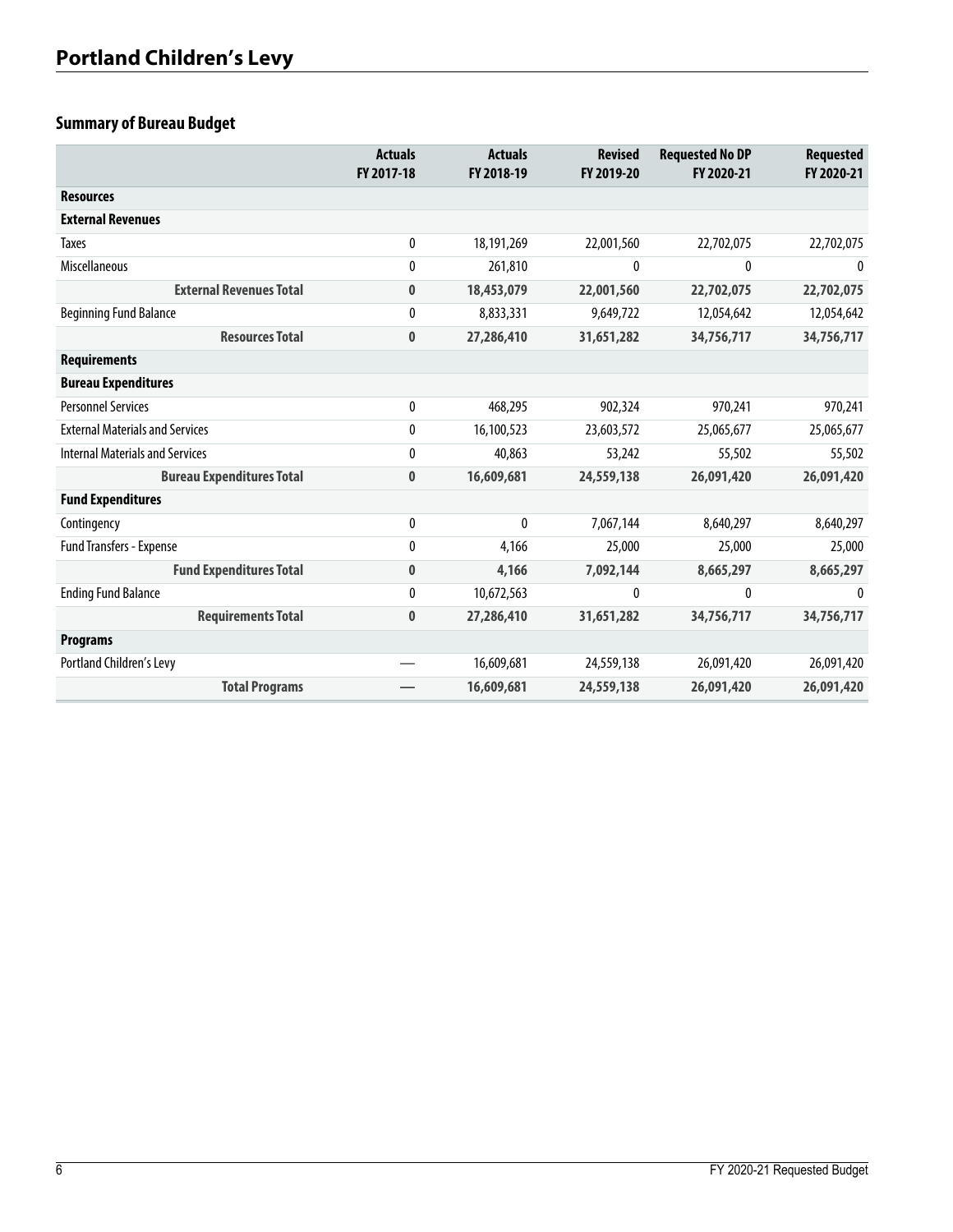# Portland Children's Levy

## Summary of Bureau Budget

| | Actuals FY 2017-18 | Actuals FY 2018-19 | Revised FY 2019-20 | Requested No DP FY 2020-21 | Requested FY 2020-21 |
|---|---|---|---|---|---|
| **Resources** | | | | | |
| **External Revenues** | | | | | |
| Taxes | 0 | 18,191,269 | 22,001,560 | 22,702,075 | 22,702,075 |
| Miscellaneous | 0 | 261,810 | 0 | 0 | 0 |
| **External Revenues Total** | **0** | **18,453,079** | **22,001,560** | **22,702,075** | **22,702,075** |
| Beginning Fund Balance | 0 | 8,833,331 | 9,649,722 | 12,054,642 | 12,054,642 |
| **Resources Total** | **0** | **27,286,410** | **31,651,282** | **34,756,717** | **34,756,717** |
| **Requirements** | | | | | |
| **Bureau Expenditures** | | | | | |
| Personnel Services | 0 | 468,295 | 902,324 | 970,241 | 970,241 |
| External Materials and Services | 0 | 16,100,523 | 23,603,572 | 25,065,677 | 25,065,677 |
| Internal Materials and Services | 0 | 40,863 | 53,242 | 55,502 | 55,502 |
| **Bureau Expenditures Total** | **0** | **16,609,681** | **24,559,138** | **26,091,420** | **26,091,420** |
| **Fund Expenditures** | | | | | |
| Contingency | 0 | 0 | 7,067,144 | 8,640,297 | 8,640,297 |
| Fund Transfers - Expense | 0 | 4,166 | 25,000 | 25,000 | 25,000 |
| **Fund Expenditures Total** | **0** | **4,166** | **7,092,144** | **8,665,297** | **8,665,297** |
| Ending Fund Balance | 0 | 10,672,563 | 0 | 0 | 0 |
| **Requirements Total** | **0** | **27,286,410** | **31,651,282** | **34,756,717** | **34,756,717** |
| **Programs** | | | | | |
| Portland Children's Levy | — | 16,609,681 | 24,559,138 | 26,091,420 | 26,091,420 |
| **Total Programs** | **—** | **16,609,681** | **24,559,138** | **26,091,420** | **26,091,420** |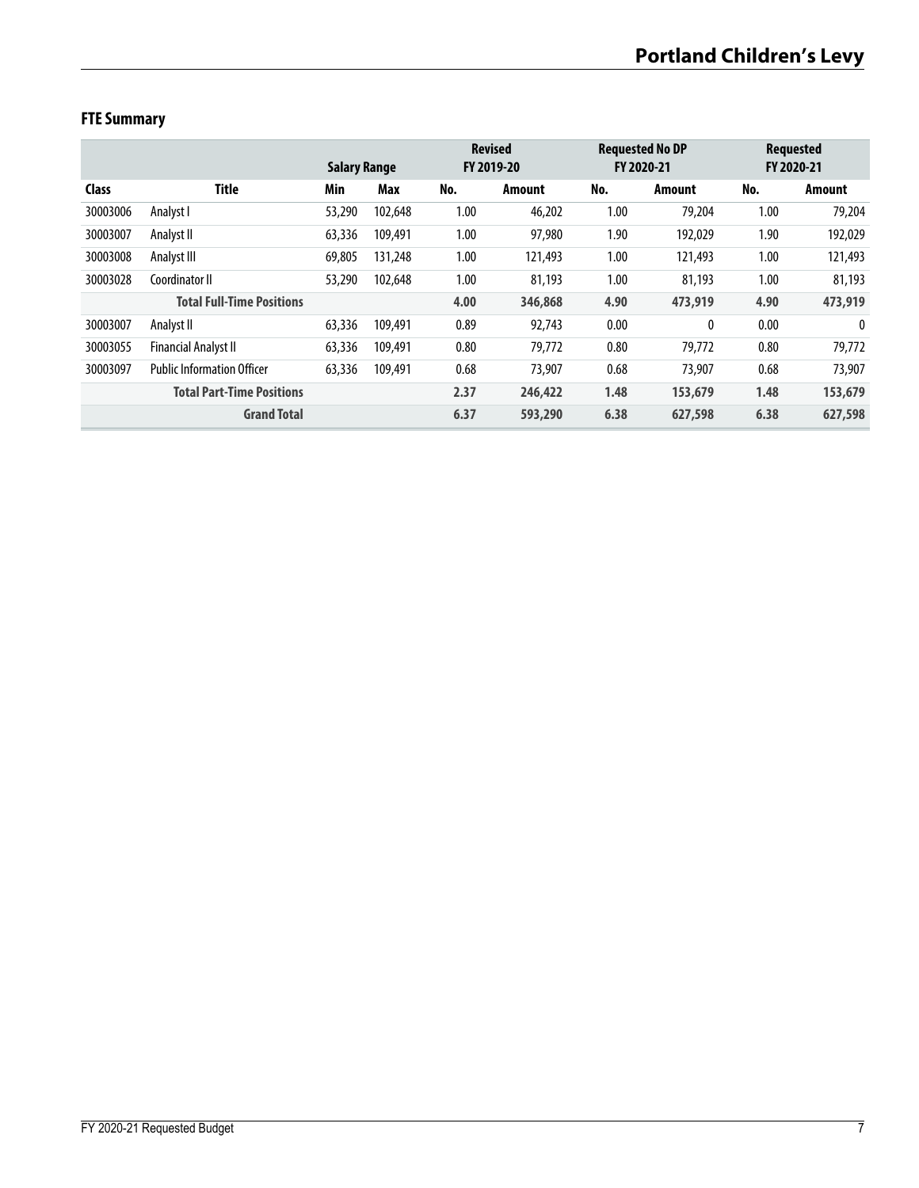## FTE Summary

| | | Salary Range | | Revised FY 2019-20 | | Requested No DP FY 2020-21 | | Requested FY 2020-21 | |
|---|---|---|---|---|---|---|---|---|---|
| **Class** | **Title** | **Min** | **Max** | **No.** | **Amount** | **No.** | **Amount** | **No.** | **Amount** |
| 30003006 | Analyst I | 53,290 | 102,648 | 1.00 | 46,202 | 1.00 | 79,204 | 1.00 | 79,204 |
| 30003007 | Analyst II | 63,336 | 109,491 | 1.00 | 97,980 | 1.90 | 192,029 | 1.90 | 192,029 |
| 30003008 | Analyst III | 69,805 | 131,248 | 1.00 | 121,493 | 1.00 | 121,493 | 1.00 | 121,493 |
| 30003028 | Coordinator II | 53,290 | 102,648 | 1.00 | 81,193 | 1.00 | 81,193 | 1.00 | 81,193 |
| | **Total Full-Time Positions** | | | **4.00** | **346,868** | **4.90** | **473,919** | **4.90** | **473,919** |
| 30003007 | Analyst II | 63,336 | 109,491 | 0.89 | 92,743 | 0.00 | 0 | 0.00 | 0 |
| 30003055 | Financial Analyst II | 63,336 | 109,491 | 0.80 | 79,772 | 0.80 | 79,772 | 0.80 | 79,772 |
| 30003097 | Public Information Officer | 63,336 | 109,491 | 0.68 | 73,907 | 0.68 | 73,907 | 0.68 | 73,907 |
| | **Total Part-Time Positions** | | | **2.37** | **246,422** | **1.48** | **153,679** | **1.48** | **153,679** |
| | **Grand Total** | | | **6.37** | **593,290** | **6.38** | **627,598** | **6.38** | **627,598** |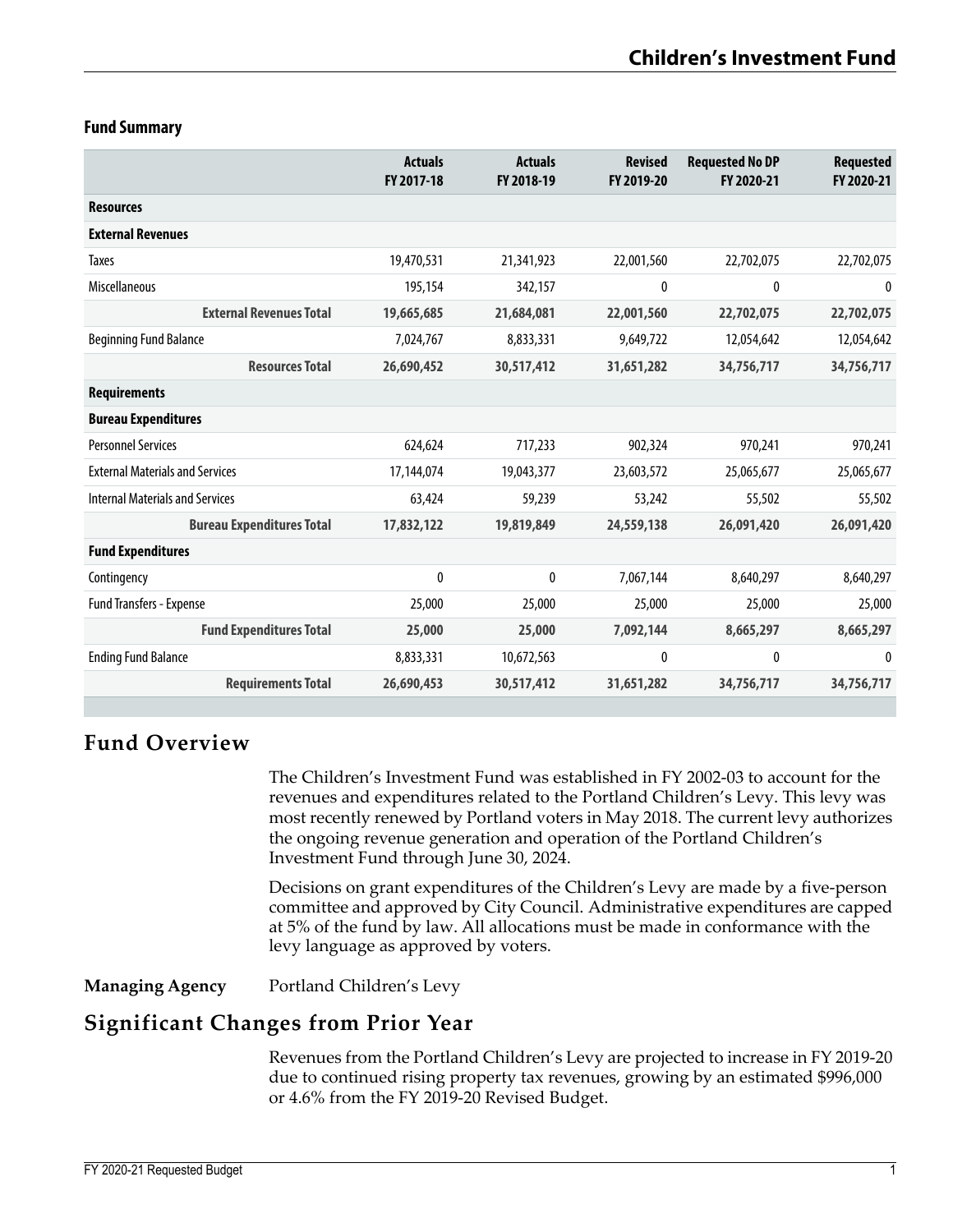# Children's Investment Fund

### Fund Summary

| | Actuals FY 2017-18 | Actuals FY 2018-19 | Revised FY 2019-20 | Requested No DP FY 2020-21 | Requested FY 2020-21 |
|---|---|---|---|---|---|
| **Resources** | | | | | |
| **External Revenues** | | | | | |
| Taxes | 19,470,531 | 21,341,923 | 22,001,560 | 22,702,075 | 22,702,075 |
| Miscellaneous | 195,154 | 342,157 | 0 | 0 | 0 |
| **External Revenues Total** | **19,665,685** | **21,684,081** | **22,001,560** | **22,702,075** | **22,702,075** |
| Beginning Fund Balance | 7,024,767 | 8,833,331 | 9,649,722 | 12,054,642 | 12,054,642 |
| **Resources Total** | **26,690,452** | **30,517,412** | **31,651,282** | **34,756,717** | **34,756,717** |
| **Requirements** | | | | | |
| **Bureau Expenditures** | | | | | |
| Personnel Services | 624,624 | 717,233 | 902,324 | 970,241 | 970,241 |
| External Materials and Services | 17,144,074 | 19,043,377 | 23,603,572 | 25,065,677 | 25,065,677 |
| Internal Materials and Services | 63,424 | 59,239 | 53,242 | 55,502 | 55,502 |
| **Bureau Expenditures Total** | **17,832,122** | **19,819,849** | **24,559,138** | **26,091,420** | **26,091,420** |
| **Fund Expenditures** | | | | | |
| Contingency | 0 | 0 | 7,067,144 | 8,640,297 | 8,640,297 |
| Fund Transfers - Expense | 25,000 | 25,000 | 25,000 | 25,000 | 25,000 |
| **Fund Expenditures Total** | **25,000** | **25,000** | **7,092,144** | **8,665,297** | **8,665,297** |
| Ending Fund Balance | 8,833,331 | 10,672,563 | 0 | 0 | 0 |
| **Requirements Total** | **26,690,453** | **30,517,412** | **31,651,282** | **34,756,717** | **34,756,717** |

## Fund Overview

The Children's Investment Fund was established in FY 2002-03 to account for the revenues and expenditures related to the Portland Children's Levy. This levy was most recently renewed by Portland voters in May 2018. The current levy authorizes the ongoing revenue generation and operation of the Portland Children's Investment Fund through June 30, 2024.

Decisions on grant expenditures of the Children's Levy are made by a five-person committee and approved by City Council. Administrative expenditures are capped at 5% of the fund by law. All allocations must be made in conformance with the levy language as approved by voters.

**Managing Agency** Portland Children's Levy

## Significant Changes from Prior Year

Revenues from the Portland Children's Levy are projected to increase in FY 2019-20 due to continued rising property tax revenues, growing by an estimated $996,000 or 4.6% from the FY 2019-20 Revised Budget.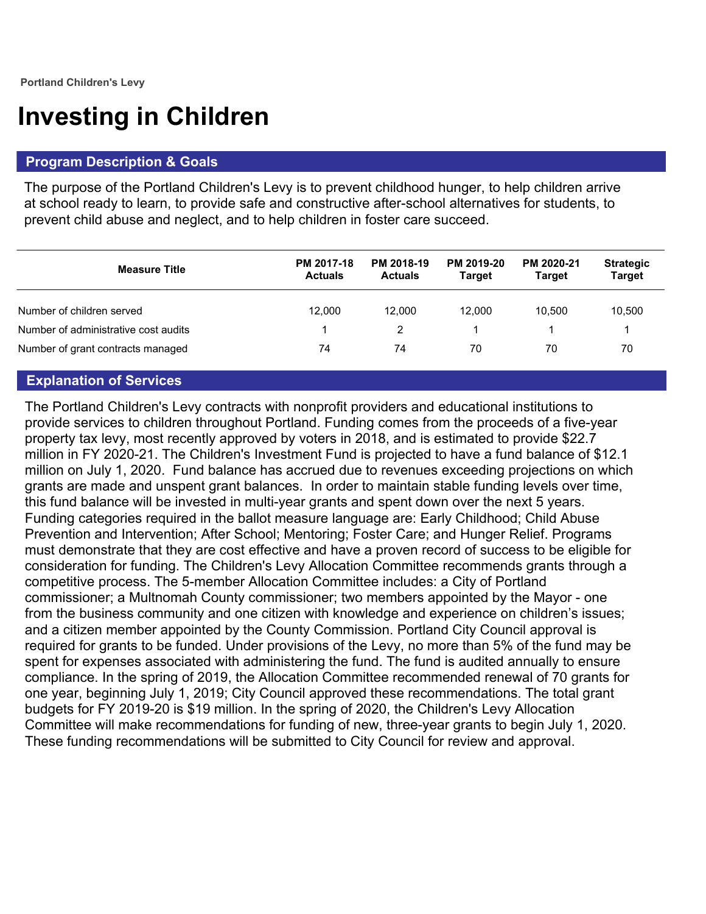Portland Children's Levy

# Investing in Children

## Program Description & Goals

The purpose of the Portland Children's Levy is to prevent childhood hunger, to help children arrive at school ready to learn, to provide safe and constructive after-school alternatives for students, to prevent child abuse and neglect, and to help children in foster care succeed.

| Measure Title | PM 2017-18 Actuals | PM 2018-19 Actuals | PM 2019-20 Target | PM 2020-21 Target | Strategic Target |
|---|---|---|---|---|---|
| Number of children served | 12,000 | 12,000 | 12,000 | 10,500 | 10,500 |
| Number of administrative cost audits | 1 | 2 | 1 | 1 | 1 |
| Number of grant contracts managed | 74 | 74 | 70 | 70 | 70 |

## Explanation of Services

The Portland Children's Levy contracts with nonprofit providers and educational institutions to provide services to children throughout Portland. Funding comes from the proceeds of a five-year property tax levy, most recently approved by voters in 2018, and is estimated to provide $22.7 million in FY 2020-21. The Children's Investment Fund is projected to have a fund balance of $12.1 million on July 1, 2020. Fund balance has accrued due to revenues exceeding projections on which grants are made and unspent grant balances. In order to maintain stable funding levels over time, this fund balance will be invested in multi-year grants and spent down over the next 5 years. Funding categories required in the ballot measure language are: Early Childhood; Child Abuse Prevention and Intervention; After School; Mentoring; Foster Care; and Hunger Relief. Programs must demonstrate that they are cost effective and have a proven record of success to be eligible for consideration for funding. The Children's Levy Allocation Committee recommends grants through a competitive process. The 5-member Allocation Committee includes: a City of Portland commissioner; a Multnomah County commissioner; two members appointed by the Mayor - one from the business community and one citizen with knowledge and experience on children's issues; and a citizen member appointed by the County Commission. Portland City Council approval is required for grants to be funded. Under provisions of the Levy, no more than 5% of the fund may be spent for expenses associated with administering the fund. The fund is audited annually to ensure compliance. In the spring of 2019, the Allocation Committee recommended renewal of 70 grants for one year, beginning July 1, 2019; City Council approved these recommendations. The total grant budgets for FY 2019-20 is $19 million. In the spring of 2020, the Children's Levy Allocation Committee will make recommendations for funding of new, three-year grants to begin July 1, 2020. These funding recommendations will be submitted to City Council for review and approval.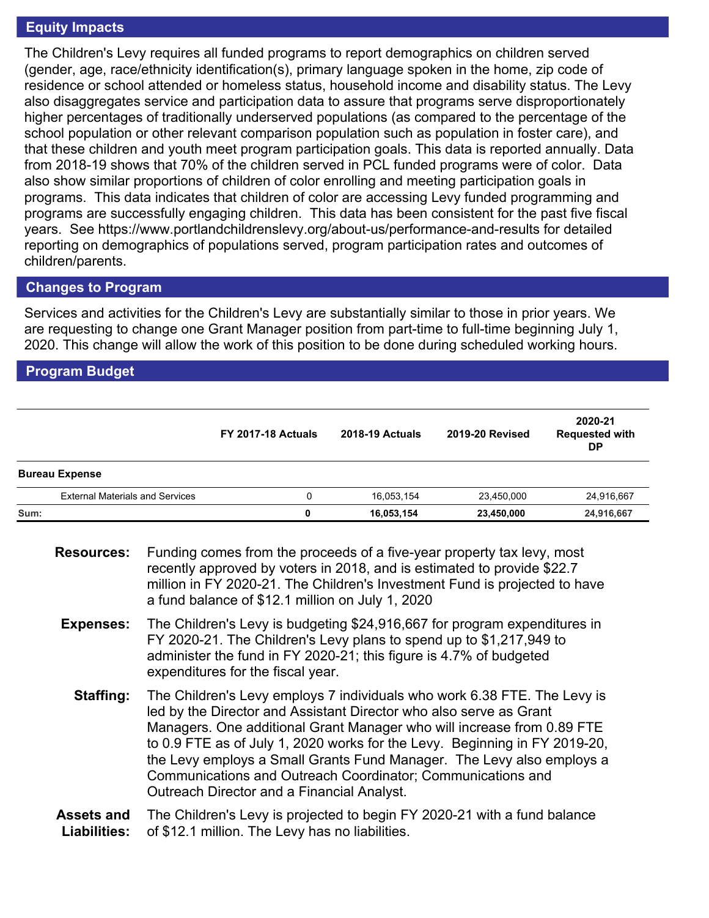## Equity Impacts

The Children's Levy requires all funded programs to report demographics on children served (gender, age, race/ethnicity identification(s), primary language spoken in the home, zip code of residence or school attended or homeless status, household income and disability status. The Levy also disaggregates service and participation data to assure that programs serve disproportionately higher percentages of traditionally underserved populations (as compared to the percentage of the school population or other relevant comparison population such as population in foster care), and that these children and youth meet program participation goals. This data is reported annually. Data from 2018-19 shows that 70% of the children served in PCL funded programs were of color. Data also show similar proportions of children of color enrolling and meeting participation goals in programs. This data indicates that children of color are accessing Levy funded programming and programs are successfully engaging children. This data has been consistent for the past five fiscal years. See https://www.portlandchildrenslevy.org/about-us/performance-and-results for detailed reporting on demographics of populations served, program participation rates and outcomes of children/parents.

## Changes to Program

Services and activities for the Children's Levy are substantially similar to those in prior years. We are requesting to change one Grant Manager position from part-time to full-time beginning July 1, 2020. This change will allow the work of this position to be done during scheduled working hours.

## Program Budget

| | FY 2017-18 Actuals | 2018-19 Actuals | 2019-20 Revised | 2020-21 Requested with DP |
|---|---|---|---|---|
| **Bureau Expense** | | | | |
| External Materials and Services | 0 | 16,053,154 | 23,450,000 | 24,916,667 |
| **Sum:** | **0** | **16,053,154** | **23,450,000** | **24,916,667** |

**Resources:** Funding comes from the proceeds of a five-year property tax levy, most recently approved by voters in 2018, and is estimated to provide $22.7 million in FY 2020-21. The Children's Investment Fund is projected to have a fund balance of $12.1 million on July 1, 2020

**Expenses:** The Children's Levy is budgeting $24,916,667 for program expenditures in FY 2020-21. The Children's Levy plans to spend up to $1,217,949 to administer the fund in FY 2020-21; this figure is 4.7% of budgeted expenditures for the fiscal year.

**Staffing:** The Children's Levy employs 7 individuals who work 6.38 FTE. The Levy is led by the Director and Assistant Director who also serve as Grant Managers. One additional Grant Manager who will increase from 0.89 FTE to 0.9 FTE as of July 1, 2020 works for the Levy. Beginning in FY 2019-20, the Levy employs a Small Grants Fund Manager. The Levy also employs a Communications and Outreach Coordinator; Communications and Outreach Director and a Financial Analyst.

**Assets and Liabilities:** The Children's Levy is projected to begin FY 2020-21 with a fund balance of $12.1 million. The Levy has no liabilities.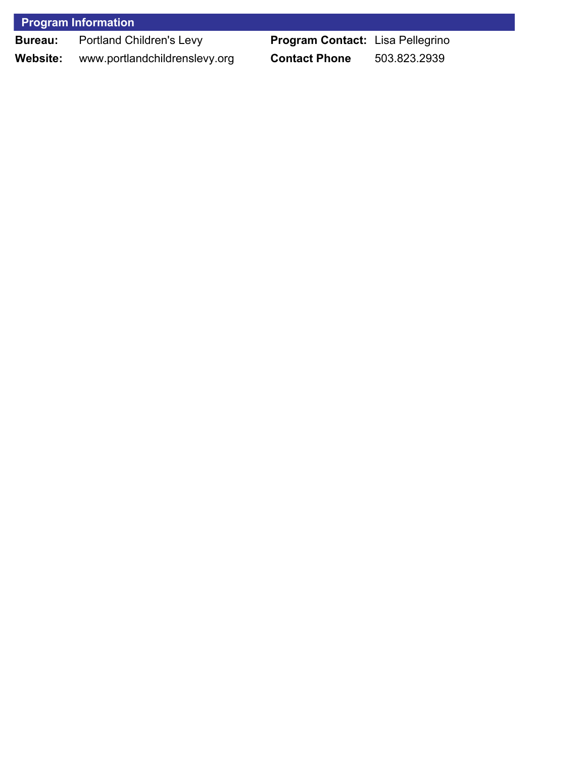## Program Information

| Bureau: | Portland Children's Levy | Program Contact: | Lisa Pellegrino |
|---|---|---|---|
| Website: | www.portlandchildrenslevy.org | Contact Phone | 503.823.2939 |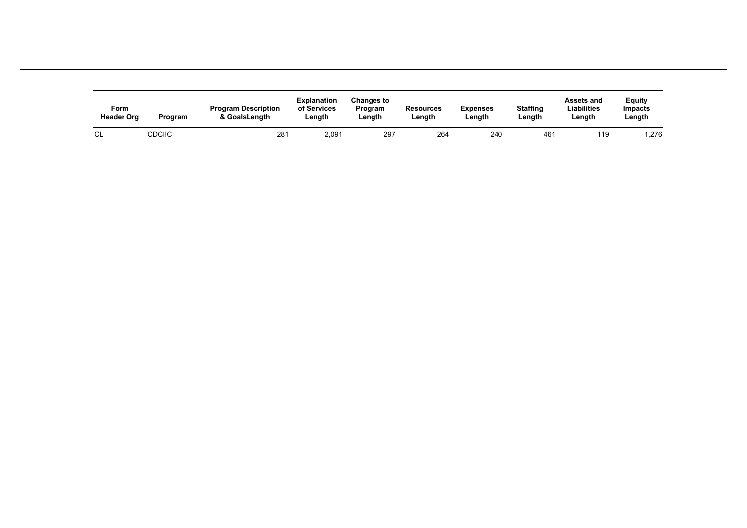| Form Header Org | Program | Program Description & GoalsLength | Explanation of Services Length | Changes to Program Length | Resources Length | Expenses Length | Staffing Length | Assets and Liabilities Length | Equity Impacts Length |
|---|---|---|---|---|---|---|---|---|---|
| CL | CDCIIC | 281 | 2,091 | 297 | 264 | 240 | 461 | 119 | 1,276 |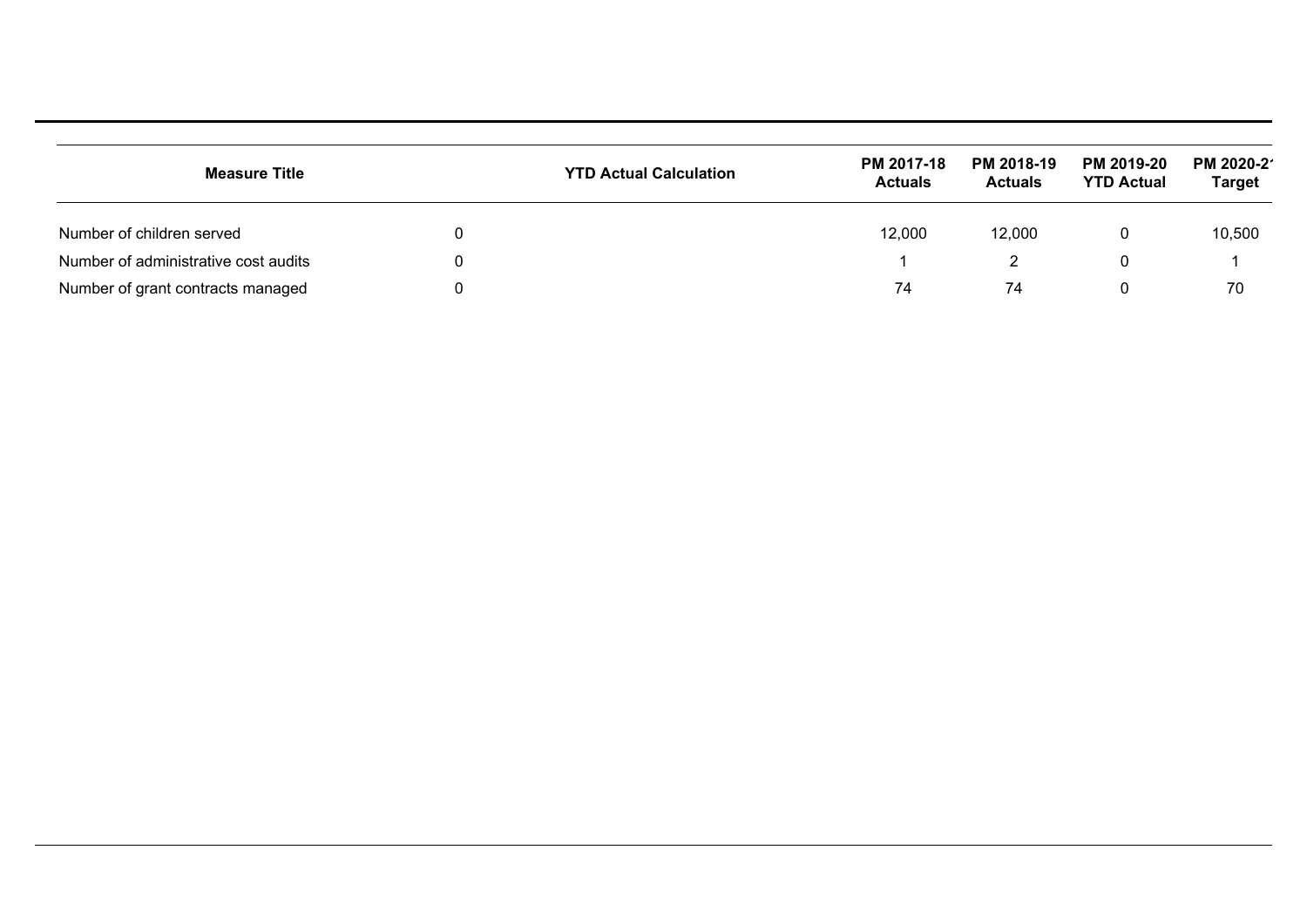| Measure Title | YTD Actual Calculation | PM 2017-18 Actuals | PM 2018-19 Actuals | PM 2019-20 YTD Actual | PM 2020-21 Target |
|---|---|---|---|---|---|
| Number of children served | 0 | 12,000 | 12,000 | 0 | 10,500 |
| Number of administrative cost audits | 0 | 1 | 2 | 0 | 1 |
| Number of grant contracts managed | 0 | 74 | 74 | 0 | 70 |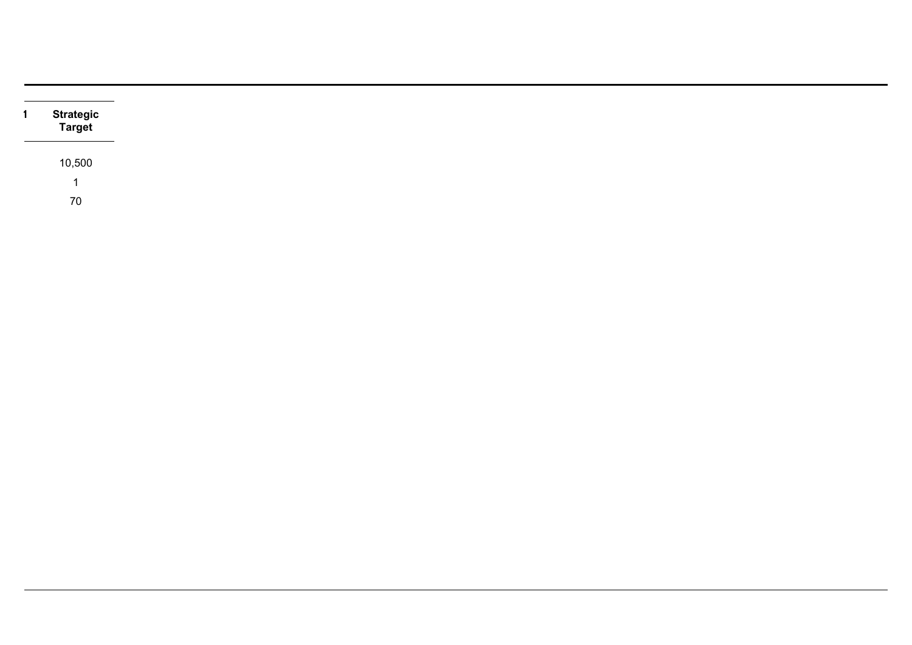| 1 | Strategic Target |
|---|---|
| | 10,500 |
| | 1 |
| | 70 |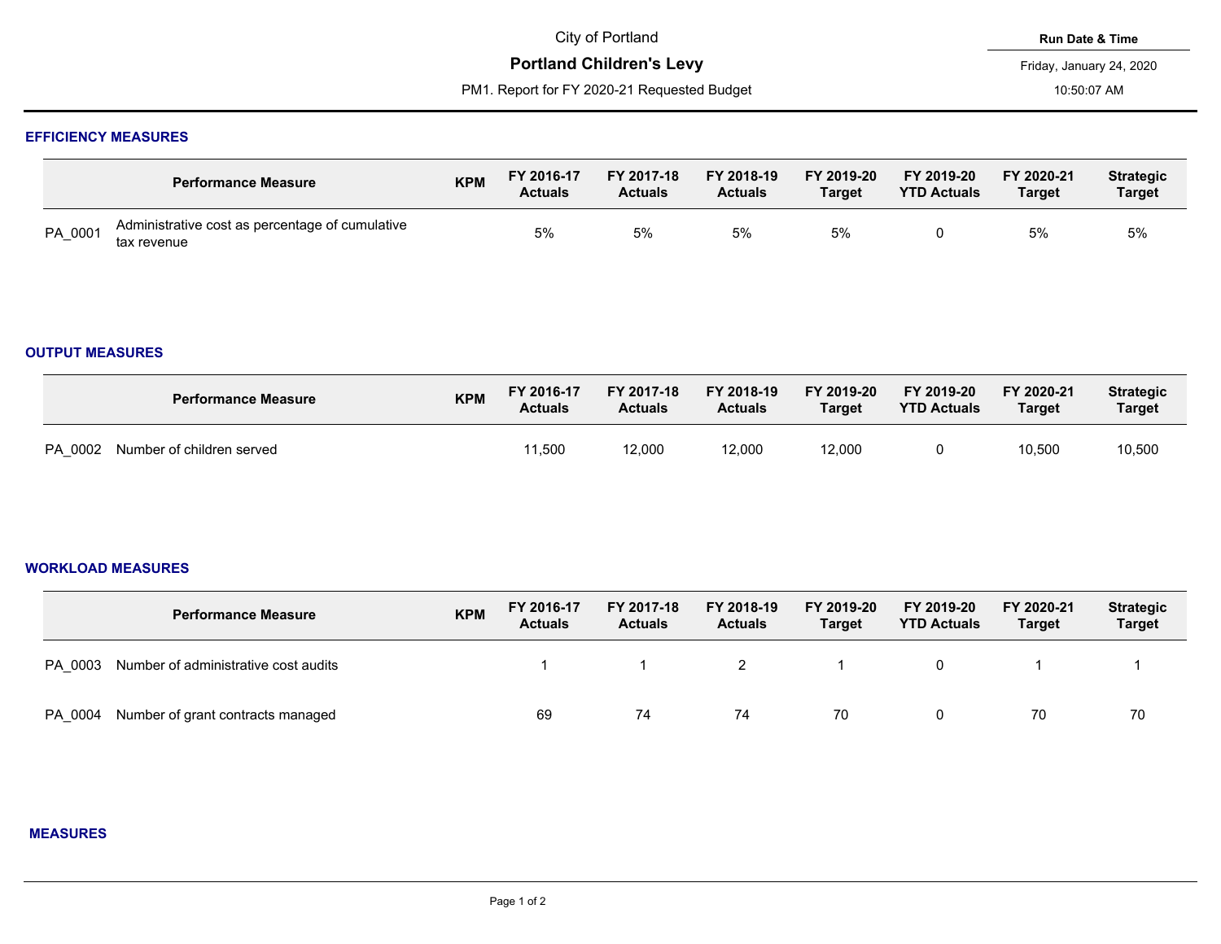City of Portland

# Portland Children's Levy

PM1. Report for FY 2020-21 Requested Budget

Run Date & Time

Friday, January 24, 2020

10:50:07 AM

## EFFICIENCY MEASURES

| | Performance Measure | KPM | FY 2016-17 Actuals | FY 2017-18 Actuals | FY 2018-19 Actuals | FY 2019-20 Target | FY 2019-20 YTD Actuals | FY 2020-21 Target | Strategic Target |
|---|---|---|---|---|---|---|---|---|---|
| PA_0001 | Administrative cost as percentage of cumulative tax revenue | | 5% | 5% | 5% | 5% | 0 | 5% | 5% |

## OUTPUT MEASURES

| | Performance Measure | KPM | FY 2016-17 Actuals | FY 2017-18 Actuals | FY 2018-19 Actuals | FY 2019-20 Target | FY 2019-20 YTD Actuals | FY 2020-21 Target | Strategic Target |
|---|---|---|---|---|---|---|---|---|---|
| PA_0002 | Number of children served | | 11,500 | 12,000 | 12,000 | 12,000 | 0 | 10,500 | 10,500 |

## WORKLOAD MEASURES

| | Performance Measure | KPM | FY 2016-17 Actuals | FY 2017-18 Actuals | FY 2018-19 Actuals | FY 2019-20 Target | FY 2019-20 YTD Actuals | FY 2020-21 Target | Strategic Target |
|---|---|---|---|---|---|---|---|---|---|
| PA_0003 | Number of administrative cost audits | | 1 | 1 | 2 | 1 | 0 | 1 | 1 |
| PA_0004 | Number of grant contracts managed | | 69 | 74 | 74 | 70 | 0 | 70 | 70 |

## MEASURES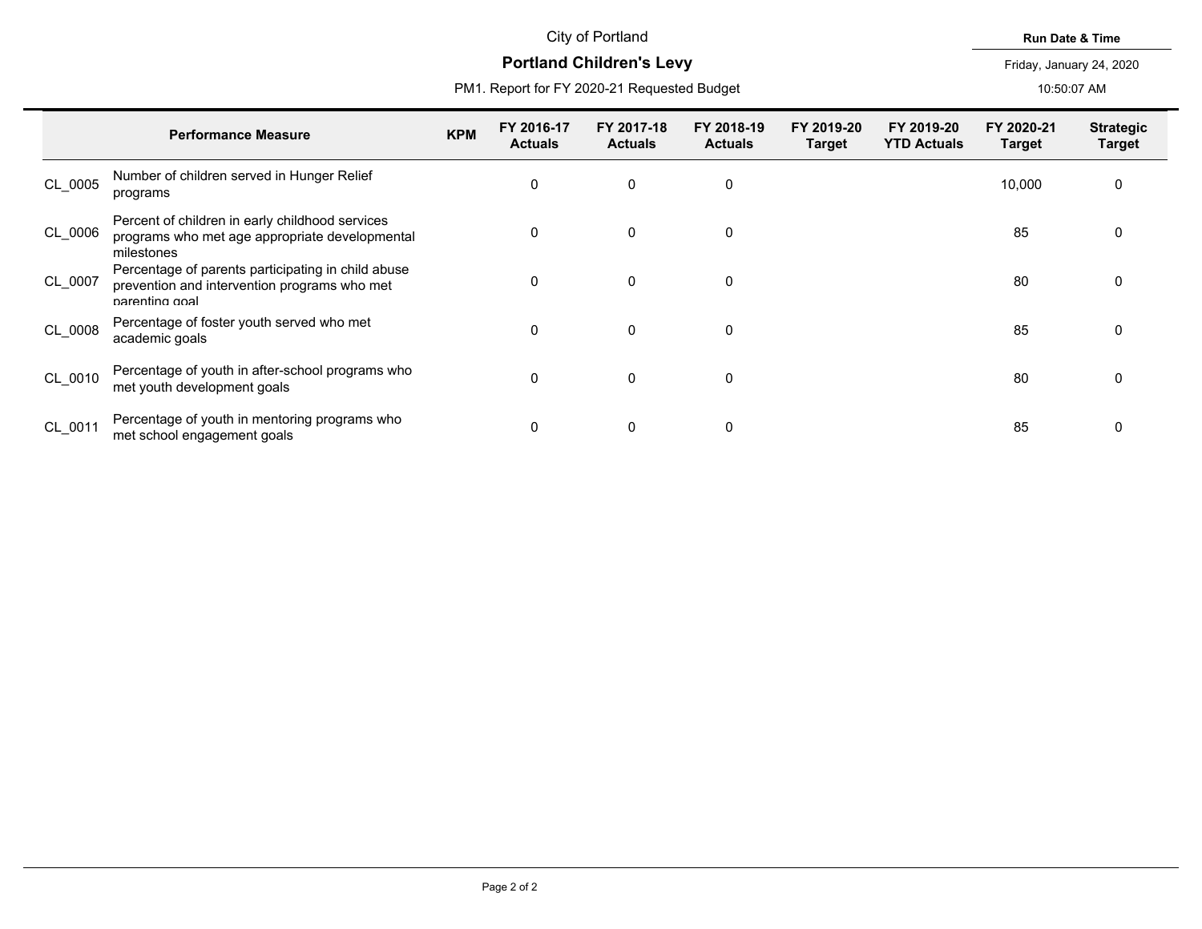City of Portland

# Portland Children's Levy

PM1. Report for FY 2020-21 Requested Budget

**Run Date & Time**

Friday, January 24, 2020

10:50:07 AM

| | Performance Measure | KPM | FY 2016-17 Actuals | FY 2017-18 Actuals | FY 2018-19 Actuals | FY 2019-20 Target | FY 2019-20 YTD Actuals | FY 2020-21 Target | Strategic Target |
|---|---|---|---|---|---|---|---|---|---|
| CL_0005 | Number of children served in Hunger Relief programs | | 0 | 0 | 0 | | | 10,000 | 0 |
| CL_0006 | Percent of children in early childhood services programs who met age appropriate developmental milestones | | 0 | 0 | 0 | | | 85 | 0 |
| CL_0007 | Percentage of parents participating in child abuse prevention and intervention programs who met parenting goal | | 0 | 0 | 0 | | | 80 | 0 |
| CL_0008 | Percentage of foster youth served who met academic goals | | 0 | 0 | 0 | | | 85 | 0 |
| CL_0010 | Percentage of youth in after-school programs who met youth development goals | | 0 | 0 | 0 | | | 80 | 0 |
| CL_0011 | Percentage of youth in mentoring programs who met school engagement goals | | 0 | 0 | 0 | | | 85 | 0 |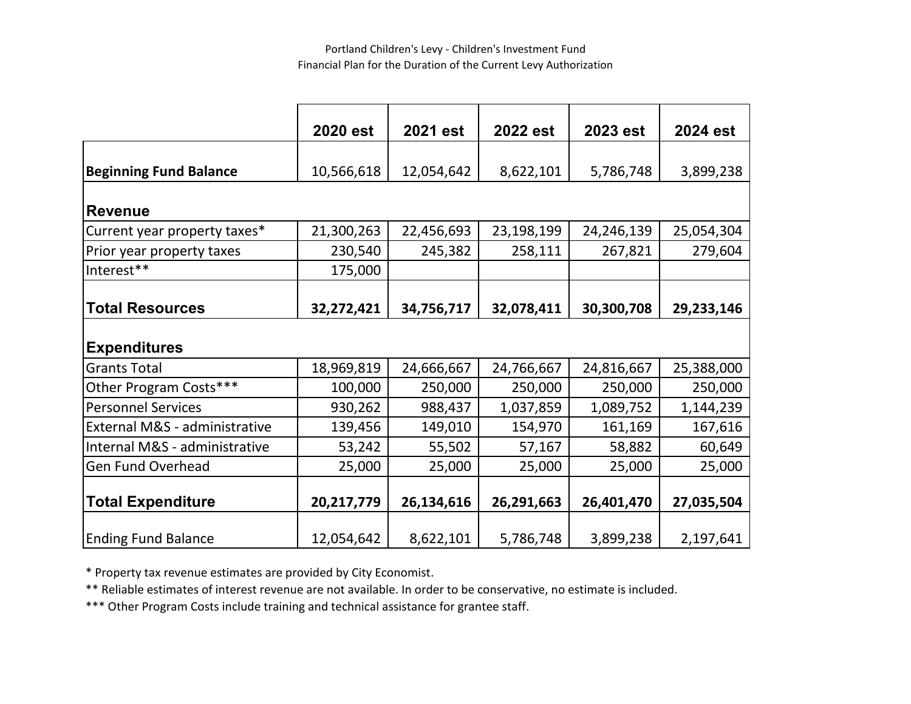Portland Children's Levy - Children's Investment Fund
Financial Plan for the Duration of the Current Levy Authorization

| | 2020 est | 2021 est | 2022 est | 2023 est | 2024 est |
|---|---|---|---|---|---|
| **Beginning Fund Balance** | 10,566,618 | 12,054,642 | 8,622,101 | 5,786,748 | 3,899,238 |
| **Revenue** | | | | | |
| Current year property taxes* | 21,300,263 | 22,456,693 | 23,198,199 | 24,246,139 | 25,054,304 |
| Prior year property taxes | 230,540 | 245,382 | 258,111 | 267,821 | 279,604 |
| Interest** | 175,000 | | | | |
| **Total Resources** | **32,272,421** | **34,756,717** | **32,078,411** | **30,300,708** | **29,233,146** |
| **Expenditures** | | | | | |
| Grants Total | 18,969,819 | 24,666,667 | 24,766,667 | 24,816,667 | 25,388,000 |
| Other Program Costs*** | 100,000 | 250,000 | 250,000 | 250,000 | 250,000 |
| Personnel Services | 930,262 | 988,437 | 1,037,859 | 1,089,752 | 1,144,239 |
| External M&S - administrative | 139,456 | 149,010 | 154,970 | 161,169 | 167,616 |
| Internal M&S - administrative | 53,242 | 55,502 | 57,167 | 58,882 | 60,649 |
| Gen Fund Overhead | 25,000 | 25,000 | 25,000 | 25,000 | 25,000 |
| **Total Expenditure** | **20,217,779** | **26,134,616** | **26,291,663** | **26,401,470** | **27,035,504** |
| Ending Fund Balance | 12,054,642 | 8,622,101 | 5,786,748 | 3,899,238 | 2,197,641 |

\* Property tax revenue estimates are provided by City Economist.

\** Reliable estimates of interest revenue are not available. In order to be conservative, no estimate is included.

\*** Other Program Costs include training and technical assistance for grantee staff.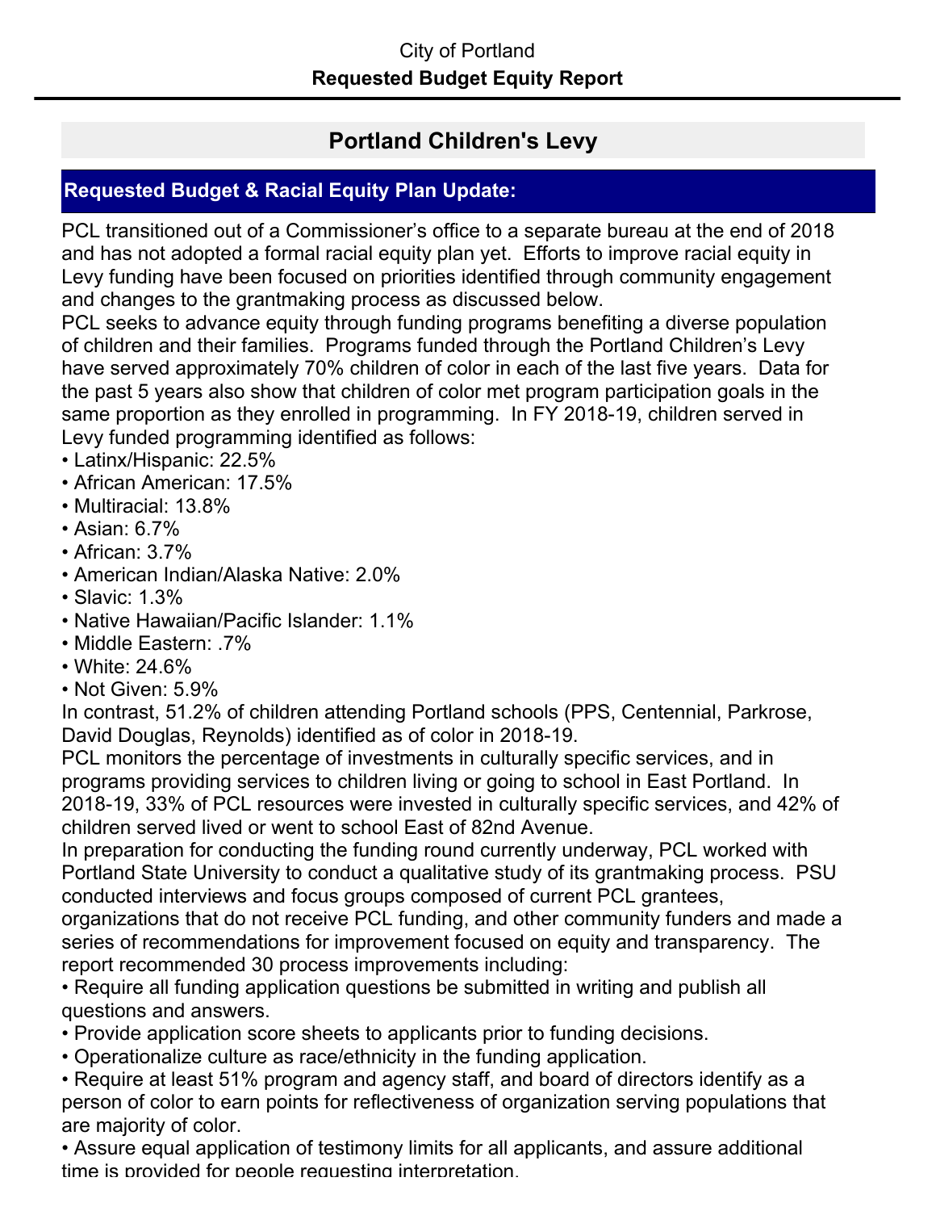City of Portland

**Requested Budget Equity Report**

## Portland Children's Levy

### Requested Budget & Racial Equity Plan Update:

PCL transitioned out of a Commissioner's office to a separate bureau at the end of 2018 and has not adopted a formal racial equity plan yet. Efforts to improve racial equity in Levy funding have been focused on priorities identified through community engagement and changes to the grantmaking process as discussed below.

PCL seeks to advance equity through funding programs benefiting a diverse population of children and their families. Programs funded through the Portland Children's Levy have served approximately 70% children of color in each of the last five years. Data for the past 5 years also show that children of color met program participation goals in the same proportion as they enrolled in programming. In FY 2018-19, children served in Levy funded programming identified as follows:

- Latinx/Hispanic: 22.5%
- African American: 17.5%
- Multiracial: 13.8%
- Asian: 6.7%
- African: 3.7%
- American Indian/Alaska Native: 2.0%
- Slavic: 1.3%
- Native Hawaiian/Pacific Islander: 1.1%
- Middle Eastern: .7%
- White: 24.6%
- Not Given: 5.9%

In contrast, 51.2% of children attending Portland schools (PPS, Centennial, Parkrose, David Douglas, Reynolds) identified as of color in 2018-19.

PCL monitors the percentage of investments in culturally specific services, and in programs providing services to children living or going to school in East Portland. In 2018-19, 33% of PCL resources were invested in culturally specific services, and 42% of children served lived or went to school East of 82nd Avenue.

In preparation for conducting the funding round currently underway, PCL worked with Portland State University to conduct a qualitative study of its grantmaking process. PSU conducted interviews and focus groups composed of current PCL grantees, organizations that do not receive PCL funding, and other community funders and made a series of recommendations for improvement focused on equity and transparency. The report recommended 30 process improvements including:

- Require all funding application questions be submitted in writing and publish all questions and answers.
- Provide application score sheets to applicants prior to funding decisions.
- Operationalize culture as race/ethnicity in the funding application.
- Require at least 51% program and agency staff, and board of directors identify as a person of color to earn points for reflectiveness of organization serving populations that are majority of color.
- Assure equal application of testimony limits for all applicants, and assure additional time is provided for people requesting interpretation.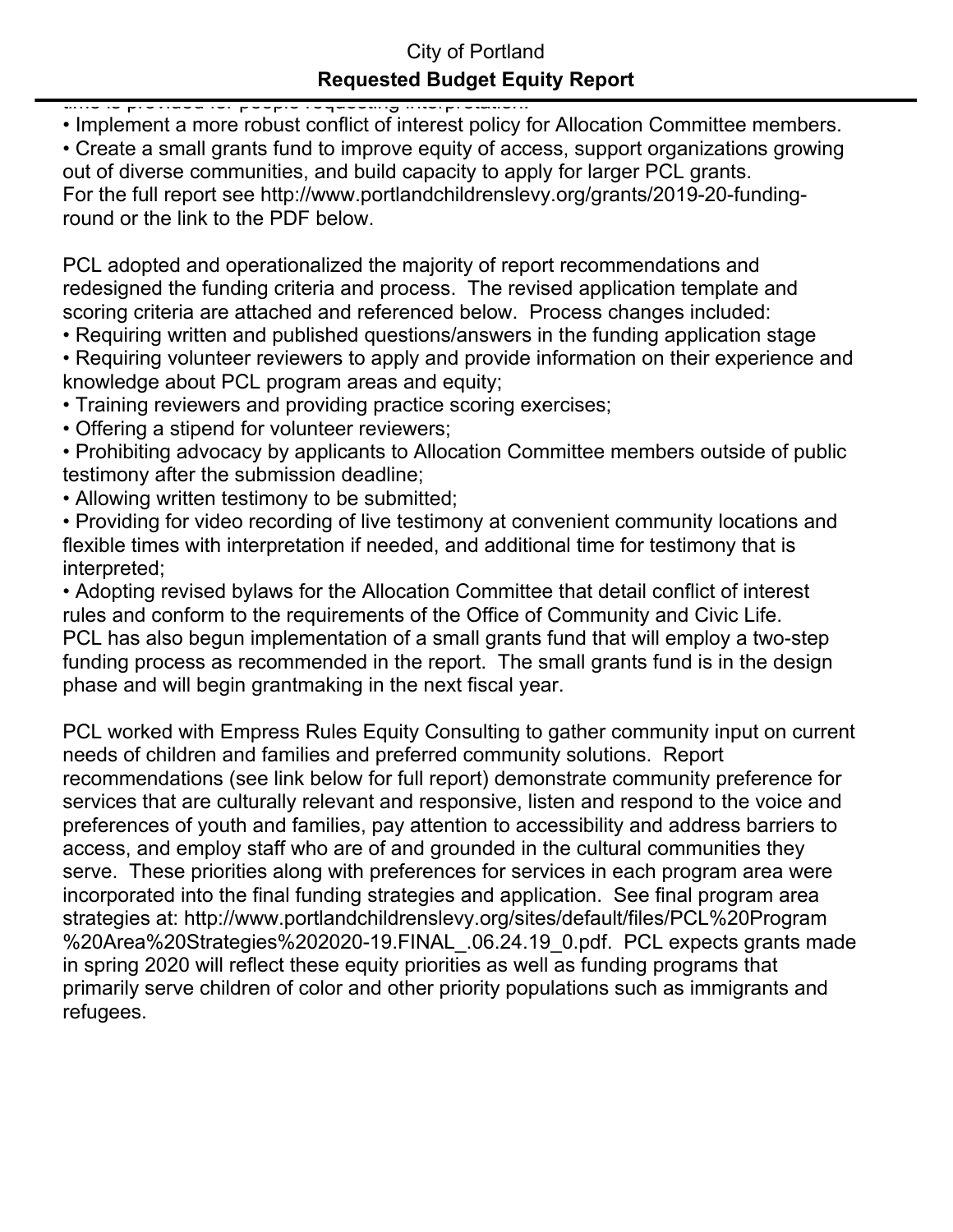time is provided for people requesting interpretation.

- Implement a more robust conflict of interest policy for Allocation Committee members.
- Create a small grants fund to improve equity of access, support organizations growing out of diverse communities, and build capacity to apply for larger PCL grants.

For the full report see http://www.portlandchildrenslevy.org/grants/2019-20-funding-round or the link to the PDF below.

PCL adopted and operationalized the majority of report recommendations and redesigned the funding criteria and process. The revised application template and scoring criteria are attached and referenced below. Process changes included:

- Requiring written and published questions/answers in the funding application stage
- Requiring volunteer reviewers to apply and provide information on their experience and knowledge about PCL program areas and equity;
- Training reviewers and providing practice scoring exercises;
- Offering a stipend for volunteer reviewers;
- Prohibiting advocacy by applicants to Allocation Committee members outside of public testimony after the submission deadline;
- Allowing written testimony to be submitted;
- Providing for video recording of live testimony at convenient community locations and flexible times with interpretation if needed, and additional time for testimony that is interpreted;
- Adopting revised bylaws for the Allocation Committee that detail conflict of interest rules and conform to the requirements of the Office of Community and Civic Life.

PCL has also begun implementation of a small grants fund that will employ a two-step funding process as recommended in the report. The small grants fund is in the design phase and will begin grantmaking in the next fiscal year.

PCL worked with Empress Rules Equity Consulting to gather community input on current needs of children and families and preferred community solutions. Report recommendations (see link below for full report) demonstrate community preference for services that are culturally relevant and responsive, listen and respond to the voice and preferences of youth and families, pay attention to accessibility and address barriers to access, and employ staff who are of and grounded in the cultural communities they serve. These priorities along with preferences for services in each program area were incorporated into the final funding strategies and application. See final program area strategies at: http://www.portlandchildrenslevy.org/sites/default/files/PCL%20Program%20Area%20Strategies%202020-19.FINAL_.06.24.19_0.pdf. PCL expects grants made in spring 2020 will reflect these equity priorities as well as funding programs that primarily serve children of color and other priority populations such as immigrants and refugees.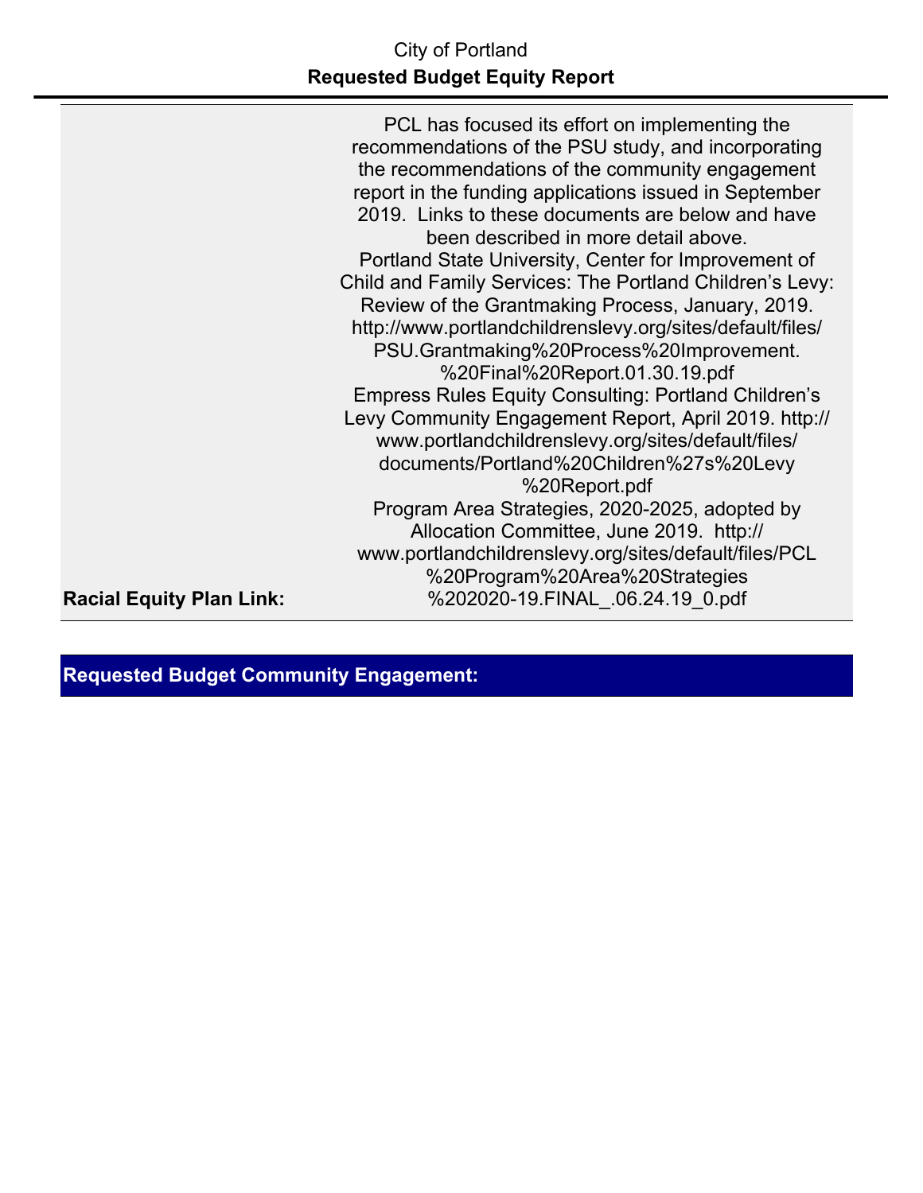City of Portland

**Requested Budget Equity Report**

| | |
|---|---|
| **Racial Equity Plan Link:** | PCL has focused its effort on implementing the recommendations of the PSU study, and incorporating the recommendations of the community engagement report in the funding applications issued in September 2019. Links to these documents are below and have been described in more detail above. Portland State University, Center for Improvement of Child and Family Services: The Portland Children's Levy: Review of the Grantmaking Process, January, 2019. http://www.portlandchildrenslevy.org/sites/default/files/PSU.Grantmaking%20Process%20Improvement.%20Final%20Report.01.30.19.pdf Empress Rules Equity Consulting: Portland Children's Levy Community Engagement Report, April 2019. http://www.portlandchildrenslevy.org/sites/default/files/documents/Portland%20Children%27s%20Levy%20Report.pdf Program Area Strategies, 2020-2025, adopted by Allocation Committee, June 2019. http://www.portlandchildrenslevy.org/sites/default/files/PCL%20Program%20Area%20Strategies%202020-19.FINAL_.06.24.19_0.pdf |

**Requested Budget Community Engagement:**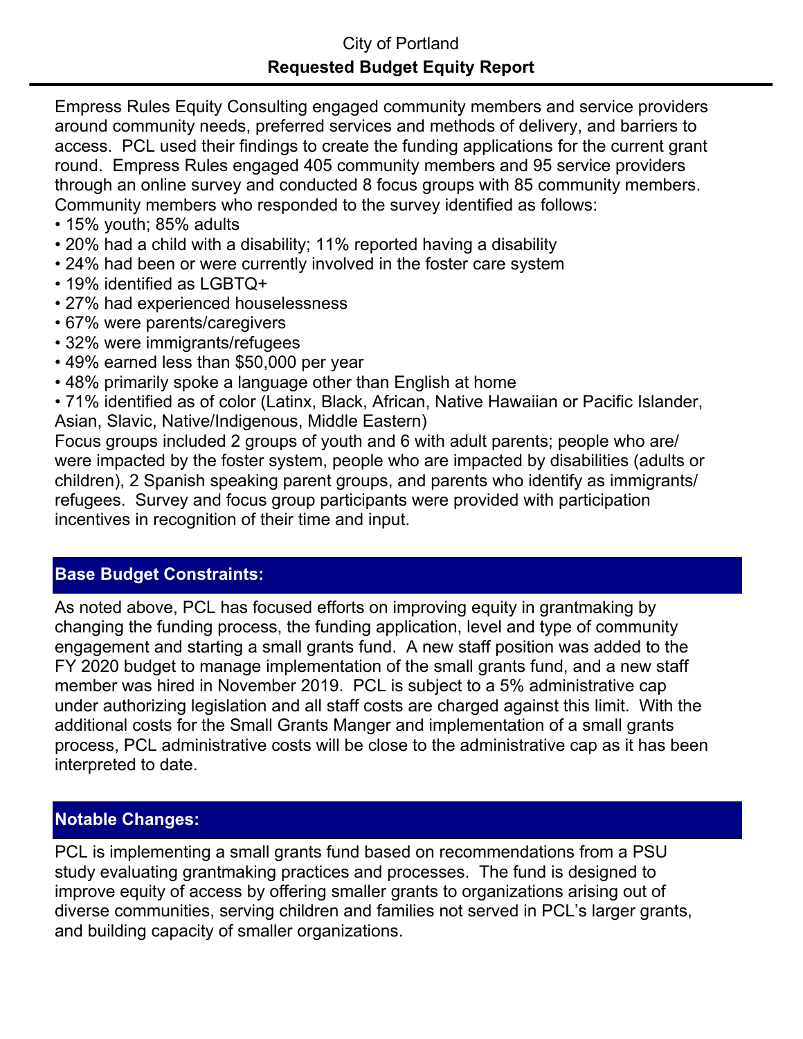City of Portland

**Requested Budget Equity Report**

Empress Rules Equity Consulting engaged community members and service providers around community needs, preferred services and methods of delivery, and barriers to access. PCL used their findings to create the funding applications for the current grant round. Empress Rules engaged 405 community members and 95 service providers through an online survey and conducted 8 focus groups with 85 community members. Community members who responded to the survey identified as follows:

- 15% youth; 85% adults
- 20% had a child with a disability; 11% reported having a disability
- 24% had been or were currently involved in the foster care system
- 19% identified as LGBTQ+
- 27% had experienced houselessness
- 67% were parents/caregivers
- 32% were immigrants/refugees
- 49% earned less than $50,000 per year
- 48% primarily spoke a language other than English at home
- 71% identified as of color (Latinx, Black, African, Native Hawaiian or Pacific Islander, Asian, Slavic, Native/Indigenous, Middle Eastern)

Focus groups included 2 groups of youth and 6 with adult parents; people who are/were impacted by the foster system, people who are impacted by disabilities (adults or children), 2 Spanish speaking parent groups, and parents who identify as immigrants/refugees. Survey and focus group participants were provided with participation incentives in recognition of their time and input.

## Base Budget Constraints:

As noted above, PCL has focused efforts on improving equity in grantmaking by changing the funding process, the funding application, level and type of community engagement and starting a small grants fund. A new staff position was added to the FY 2020 budget to manage implementation of the small grants fund, and a new staff member was hired in November 2019. PCL is subject to a 5% administrative cap under authorizing legislation and all staff costs are charged against this limit. With the additional costs for the Small Grants Manger and implementation of a small grants process, PCL administrative costs will be close to the administrative cap as it has been interpreted to date.

## Notable Changes:

PCL is implementing a small grants fund based on recommendations from a PSU study evaluating grantmaking practices and processes. The fund is designed to improve equity of access by offering smaller grants to organizations arising out of diverse communities, serving children and families not served in PCL's larger grants, and building capacity of smaller organizations.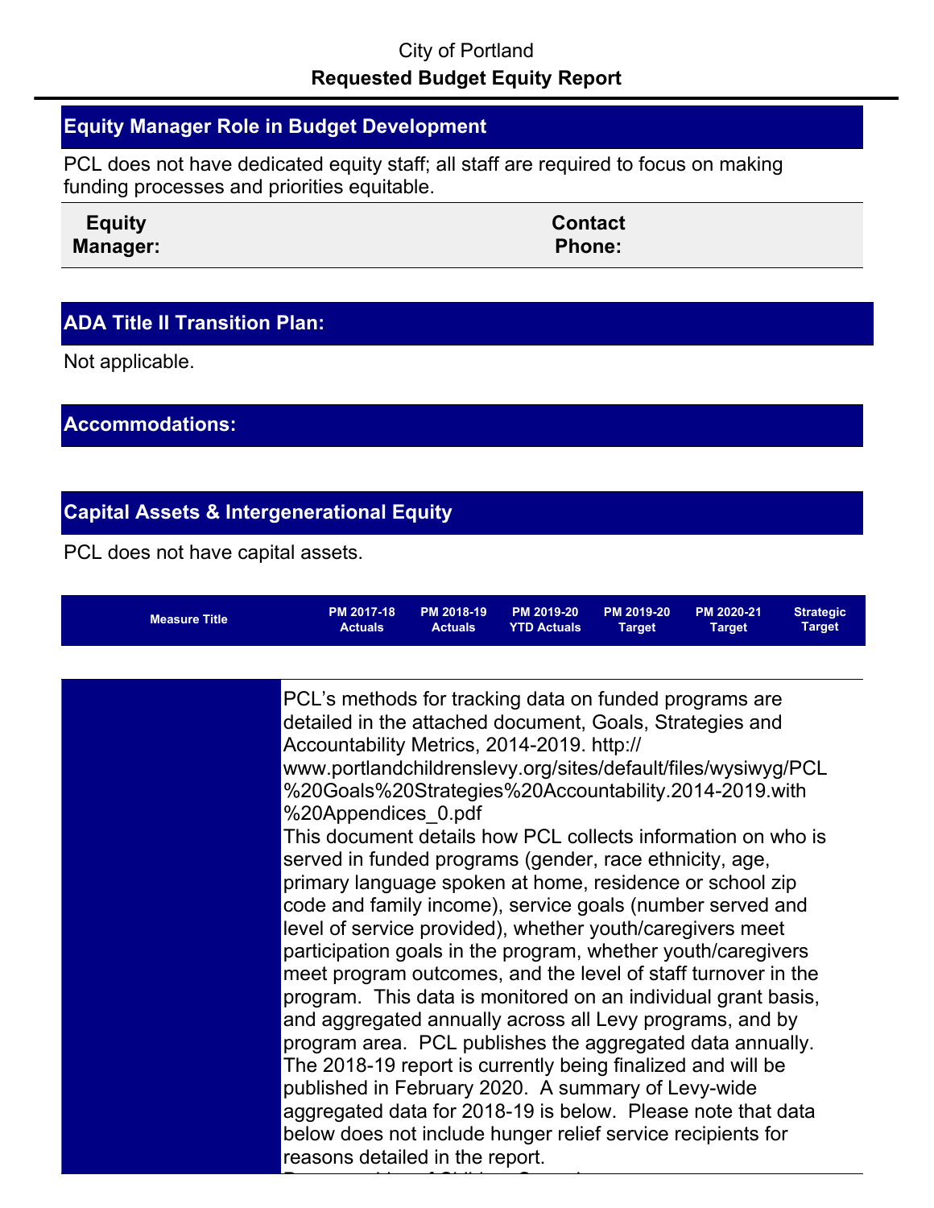City of Portland

**Requested Budget Equity Report**

## Equity Manager Role in Budget Development

PCL does not have dedicated equity staff; all staff are required to focus on making funding processes and priorities equitable.

| Equity Manager: | | Contact Phone: | |
|---|---|---|---|

## ADA Title II Transition Plan:

Not applicable.

## Accommodations:

## Capital Assets & Intergenerational Equity

PCL does not have capital assets.

| Measure Title | PM 2017-18 Actuals | PM 2018-19 Actuals | PM 2019-20 YTD Actuals | PM 2019-20 Target | PM 2020-21 Target | Strategic Target |
|---|---|---|---|---|---|---|

PCL's methods for tracking data on funded programs are detailed in the attached document, Goals, Strategies and Accountability Metrics, 2014-2019. http://www.portlandchildrenslevy.org/sites/default/files/wysiwyg/PCL%20Goals%20Strategies%20Accountability.2014-2019.with%20Appendices_0.pdf

This document details how PCL collects information on who is served in funded programs (gender, race ethnicity, age, primary language spoken at home, residence or school zip code and family income), service goals (number served and level of service provided), whether youth/caregivers meet participation goals in the program, whether youth/caregivers meet program outcomes, and the level of staff turnover in the program. This data is monitored on an individual grant basis, and aggregated annually across all Levy programs, and by program area. PCL publishes the aggregated data annually. The 2018-19 report is currently being finalized and will be published in February 2020. A summary of Levy-wide aggregated data for 2018-19 is below. Please note that data below does not include hunger relief service recipients for reasons detailed in the report.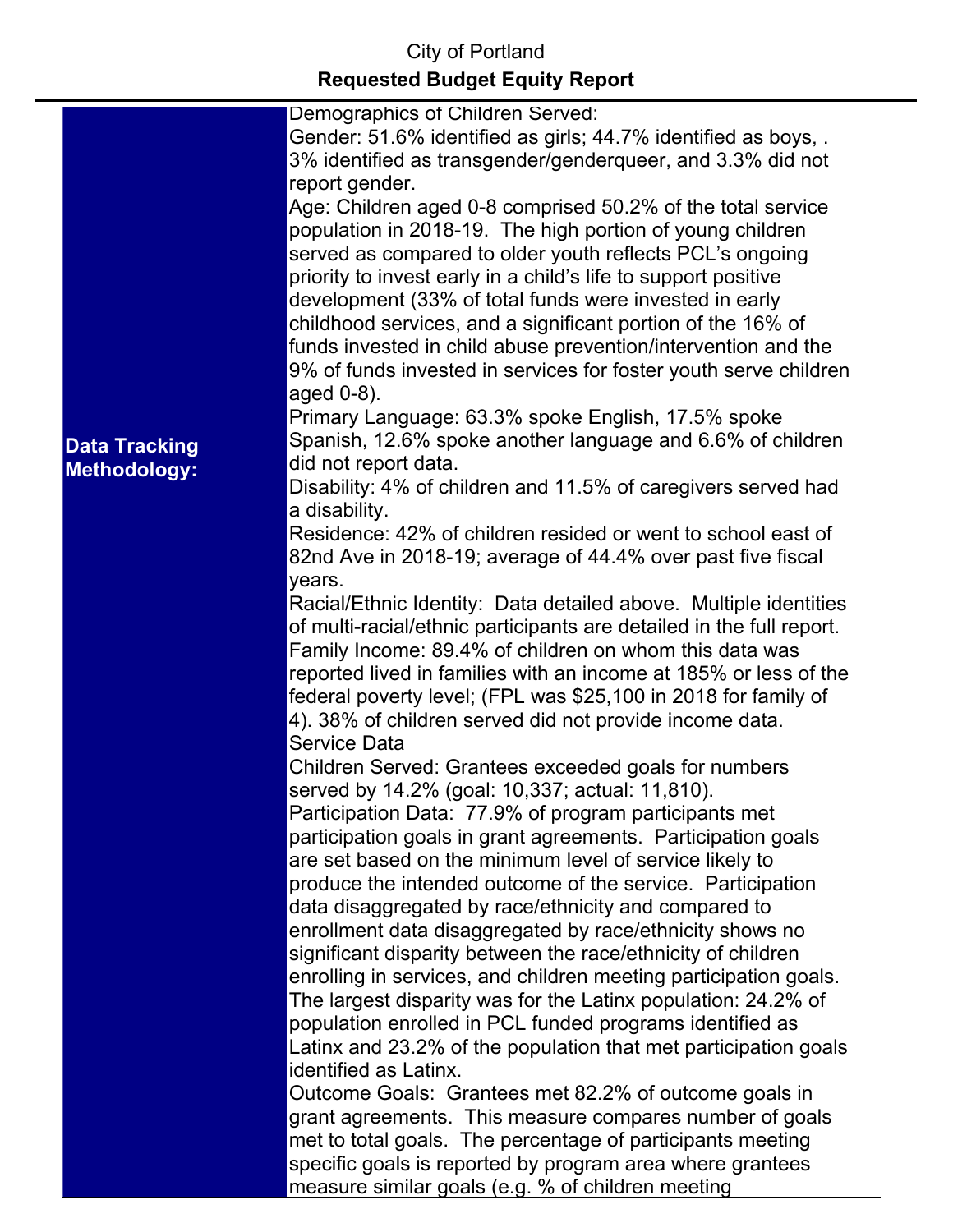City of Portland

**Requested Budget Equity Report**

| | |
|---|---|
| **Data Tracking Methodology:** | Demographics of Children Served:<br>Gender: 51.6% identified as girls; 44.7% identified as boys, .3% identified as transgender/genderqueer, and 3.3% did not report gender.<br>Age: Children aged 0-8 comprised 50.2% of the total service population in 2018-19. The high portion of young children served as compared to older youth reflects PCL's ongoing priority to invest early in a child's life to support positive development (33% of total funds were invested in early childhood services, and a significant portion of the 16% of funds invested in child abuse prevention/intervention and the 9% of funds invested in services for foster youth serve children aged 0-8).<br>Primary Language: 63.3% spoke English, 17.5% spoke Spanish, 12.6% spoke another language and 6.6% of children did not report data.<br>Disability: 4% of children and 11.5% of caregivers served had a disability.<br>Residence: 42% of children resided or went to school east of 82nd Ave in 2018-19; average of 44.4% over past five fiscal years.<br>Racial/Ethnic Identity: Data detailed above. Multiple identities of multi-racial/ethnic participants are detailed in the full report.<br>Family Income: 89.4% of children on whom this data was reported lived in families with an income at 185% or less of the federal poverty level; (FPL was $25,100 in 2018 for family of 4). 38% of children served did not provide income data.<br>Service Data<br>Children Served: Grantees exceeded goals for numbers served by 14.2% (goal: 10,337; actual: 11,810).<br>Participation Data: 77.9% of program participants met participation goals in grant agreements. Participation goals are set based on the minimum level of service likely to produce the intended outcome of the service. Participation data disaggregated by race/ethnicity and compared to enrollment data disaggregated by race/ethnicity shows no significant disparity between the race/ethnicity of children enrolling in services, and children meeting participation goals. The largest disparity was for the Latinx population: 24.2% of population enrolled in PCL funded programs identified as Latinx and 23.2% of the population that met participation goals identified as Latinx.<br>Outcome Goals: Grantees met 82.2% of outcome goals in grant agreements. This measure compares number of goals met to total goals. The percentage of participants meeting specific goals is reported by program area where grantees measure similar goals (e.g. % of children meeting |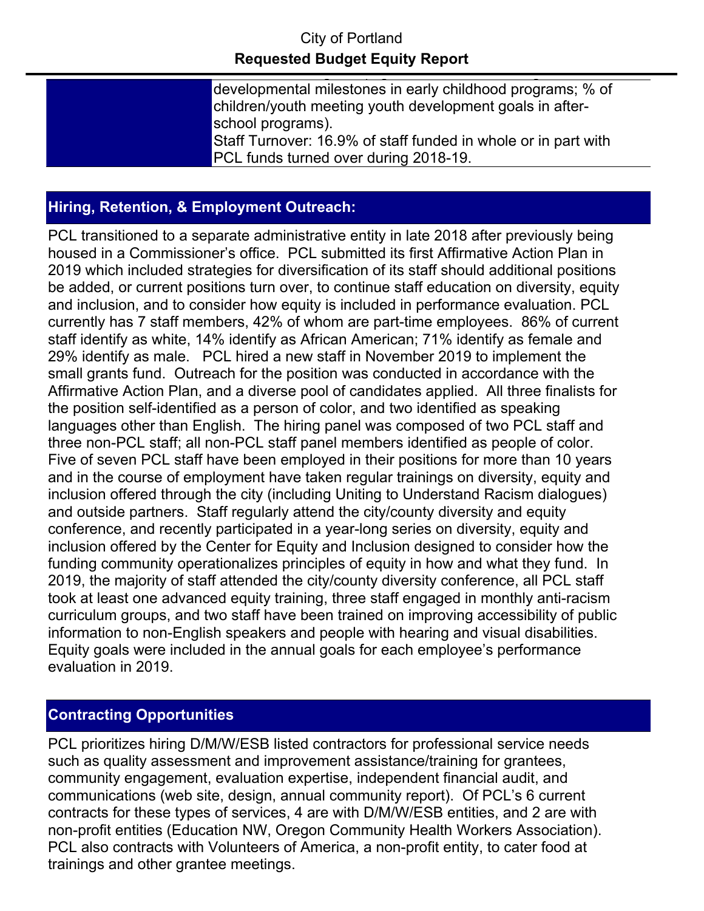| | |
|---|---|
| | developmental milestones in early childhood programs; % of children/youth meeting youth development goals in after-school programs). Staff Turnover: 16.9% of staff funded in whole or in part with PCL funds turned over during 2018-19. |

## Hiring, Retention, & Employment Outreach:

PCL transitioned to a separate administrative entity in late 2018 after previously being housed in a Commissioner's office. PCL submitted its first Affirmative Action Plan in 2019 which included strategies for diversification of its staff should additional positions be added, or current positions turn over, to continue staff education on diversity, equity and inclusion, and to consider how equity is included in performance evaluation. PCL currently has 7 staff members, 42% of whom are part-time employees. 86% of current staff identify as white, 14% identify as African American; 71% identify as female and 29% identify as male. PCL hired a new staff in November 2019 to implement the small grants fund. Outreach for the position was conducted in accordance with the Affirmative Action Plan, and a diverse pool of candidates applied. All three finalists for the position self-identified as a person of color, and two identified as speaking languages other than English. The hiring panel was composed of two PCL staff and three non-PCL staff; all non-PCL staff panel members identified as people of color. Five of seven PCL staff have been employed in their positions for more than 10 years and in the course of employment have taken regular trainings on diversity, equity and inclusion offered through the city (including Uniting to Understand Racism dialogues) and outside partners. Staff regularly attend the city/county diversity and equity conference, and recently participated in a year-long series on diversity, equity and inclusion offered by the Center for Equity and Inclusion designed to consider how the funding community operationalizes principles of equity in how and what they fund. In 2019, the majority of staff attended the city/county diversity conference, all PCL staff took at least one advanced equity training, three staff engaged in monthly anti-racism curriculum groups, and two staff have been trained on improving accessibility of public information to non-English speakers and people with hearing and visual disabilities. Equity goals were included in the annual goals for each employee's performance evaluation in 2019.

## Contracting Opportunities

PCL prioritizes hiring D/M/W/ESB listed contractors for professional service needs such as quality assessment and improvement assistance/training for grantees, community engagement, evaluation expertise, independent financial audit, and communications (web site, design, annual community report). Of PCL's 6 current contracts for these types of services, 4 are with D/M/W/ESB entities, and 2 are with non-profit entities (Education NW, Oregon Community Health Workers Association). PCL also contracts with Volunteers of America, a non-profit entity, to cater food at trainings and other grantee meetings.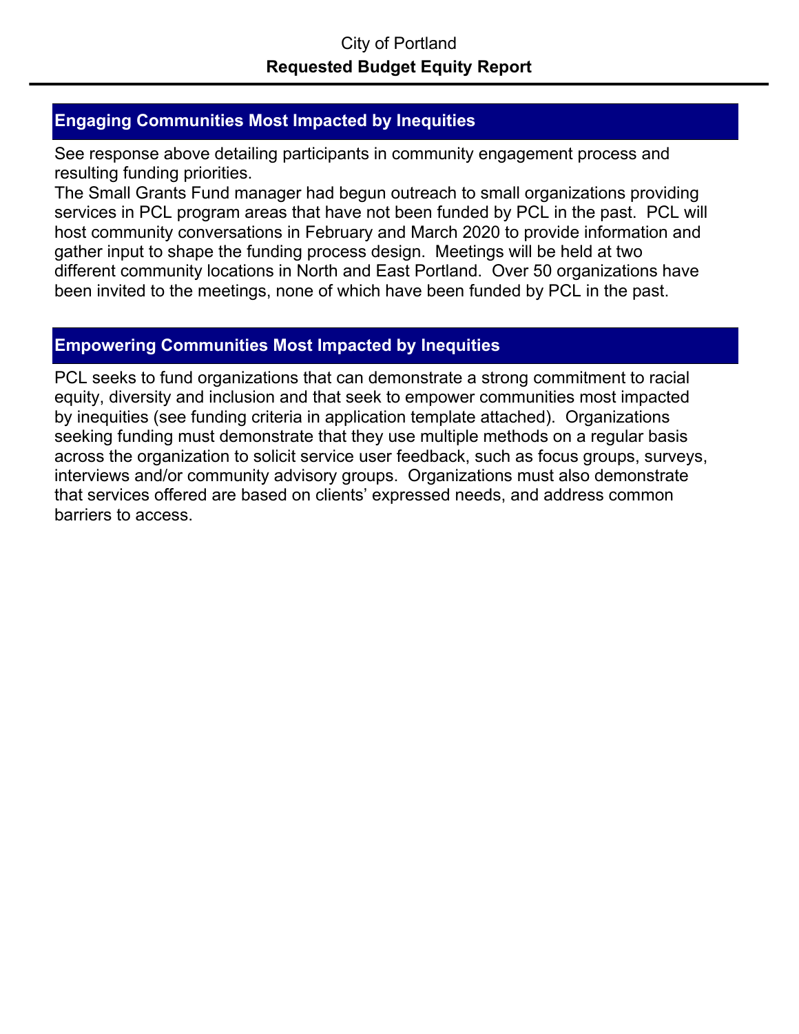City of Portland

**Requested Budget Equity Report**

## Engaging Communities Most Impacted by Inequities

See response above detailing participants in community engagement process and resulting funding priorities.

The Small Grants Fund manager had begun outreach to small organizations providing services in PCL program areas that have not been funded by PCL in the past. PCL will host community conversations in February and March 2020 to provide information and gather input to shape the funding process design. Meetings will be held at two different community locations in North and East Portland. Over 50 organizations have been invited to the meetings, none of which have been funded by PCL in the past.

## Empowering Communities Most Impacted by Inequities

PCL seeks to fund organizations that can demonstrate a strong commitment to racial equity, diversity and inclusion and that seek to empower communities most impacted by inequities (see funding criteria in application template attached). Organizations seeking funding must demonstrate that they use multiple methods on a regular basis across the organization to solicit service user feedback, such as focus groups, surveys, interviews and/or community advisory groups. Organizations must also demonstrate that services offered are based on clients' expressed needs, and address common barriers to access.